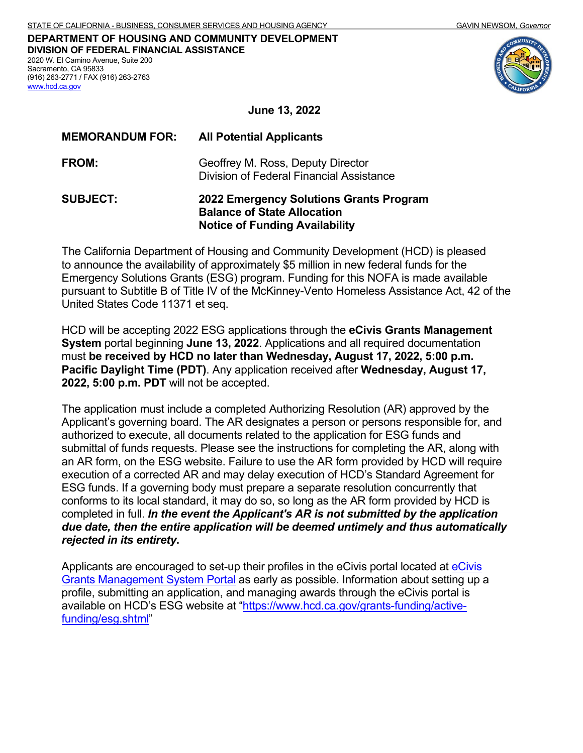STATE OF CALIFORNIA - BUSINESS, CONSUMER SERVICES AND HOUSING AGENCY GAVIN NEWSOM, *Governor*

**DEPARTMENT OF HOUSING AND COMMUNITY DEVELOPMENT**
**DIVISION OF FEDERAL FINANCIAL ASSISTANCE**
2020 W. El Camino Avenue, Suite 200
Sacramento, CA 95833
(916) 263-2771 / FAX (916) 263-2763
www.hcd.ca.gov

**June 13, 2022**

**MEMORANDUM FOR:** **All Potential Applicants**

**FROM:** Geoffrey M. Ross, Deputy Director
Division of Federal Financial Assistance

**SUBJECT:** **2022 Emergency Solutions Grants Program**
**Balance of State Allocation**
**Notice of Funding Availability**

The California Department of Housing and Community Development (HCD) is pleased to announce the availability of approximately $5 million in new federal funds for the Emergency Solutions Grants (ESG) program. Funding for this NOFA is made available pursuant to Subtitle B of Title IV of the McKinney-Vento Homeless Assistance Act, 42 of the United States Code 11371 et seq.

HCD will be accepting 2022 ESG applications through the **eCivis Grants Management System** portal beginning **June 13, 2022**. Applications and all required documentation must **be received by HCD no later than Wednesday, August 17, 2022, 5:00 p.m. Pacific Daylight Time (PDT)**. Any application received after **Wednesday, August 17, 2022, 5:00 p.m. PDT** will not be accepted.

The application must include a completed Authorizing Resolution (AR) approved by the Applicant's governing board. The AR designates a person or persons responsible for, and authorized to execute, all documents related to the application for ESG funds and submittal of funds requests. Please see the instructions for completing the AR, along with an AR form, on the ESG website. Failure to use the AR form provided by HCD will require execution of a corrected AR and may delay execution of HCD's Standard Agreement for ESG funds. If a governing body must prepare a separate resolution concurrently that conforms to its local standard, it may do so, so long as the AR form provided by HCD is completed in full. ***In the event the Applicant's AR is not submitted by the application due date, then the entire application will be deemed untimely and thus automatically rejected in its entirety*.**

Applicants are encouraged to set-up their profiles in the eCivis portal located at eCivis Grants Management System Portal as early as possible. Information about setting up a profile, submitting an application, and managing awards through the eCivis portal is available on HCD's ESG website at "https://www.hcd.ca.gov/grants-funding/active-funding/esg.shtml"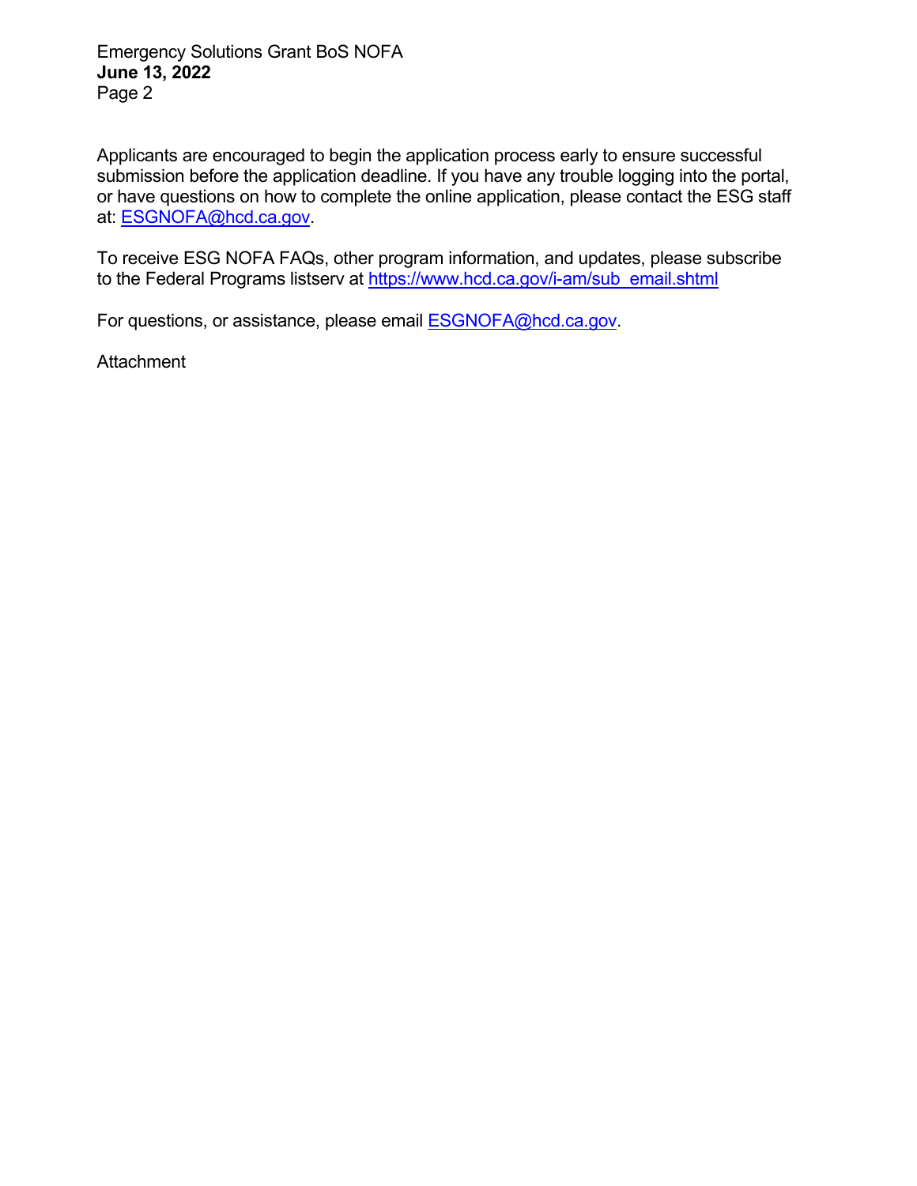Applicants are encouraged to begin the application process early to ensure successful submission before the application deadline. If you have any trouble logging into the portal, or have questions on how to complete the online application, please contact the ESG staff at: ESGNOFA@hcd.ca.gov.

To receive ESG NOFA FAQs, other program information, and updates, please subscribe to the Federal Programs listserv at https://www.hcd.ca.gov/i-am/sub_email.shtml

For questions, or assistance, please email ESGNOFA@hcd.ca.gov.

Attachment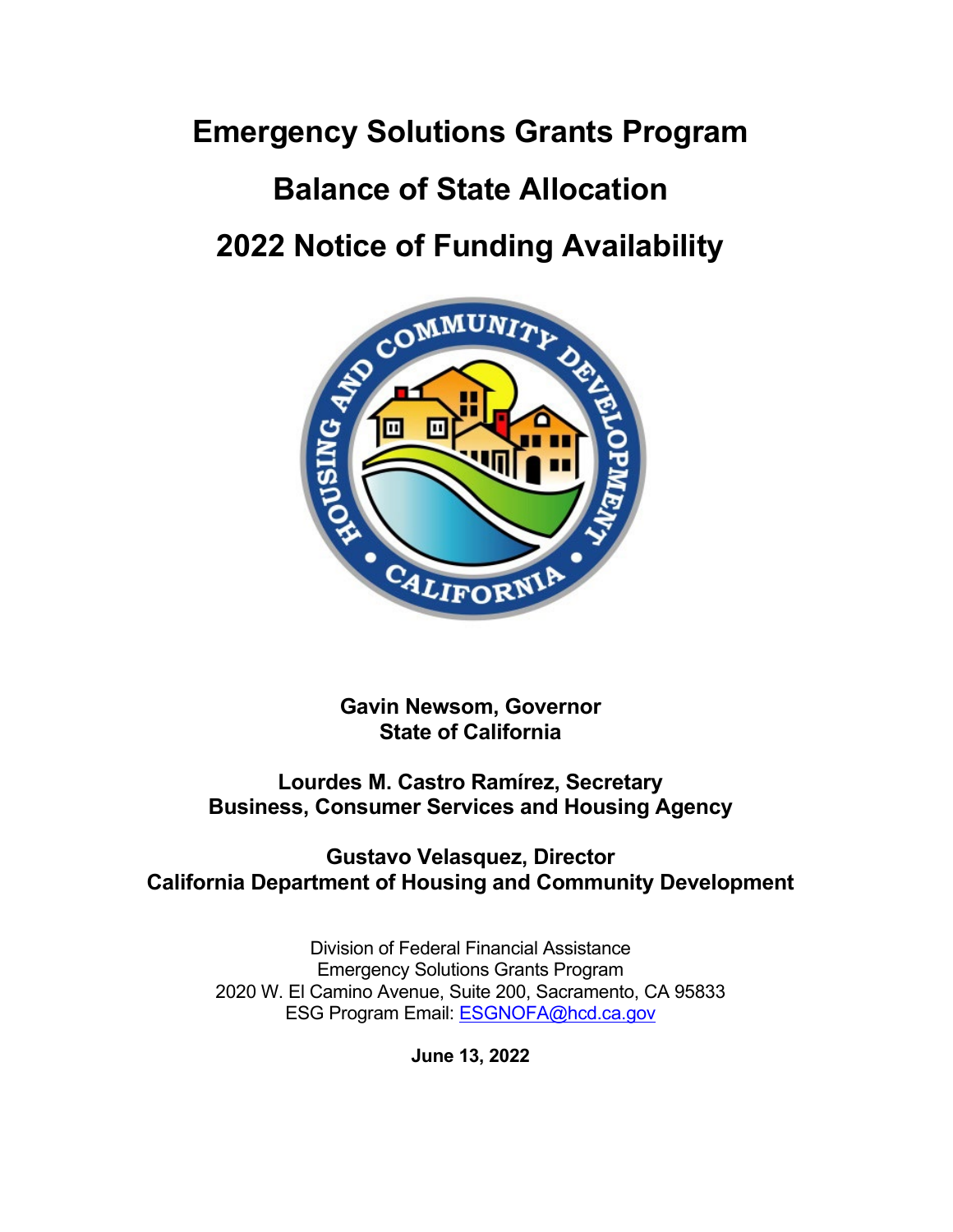# Emergency Solutions Grants Program

# Balance of State Allocation

# 2022 Notice of Funding Availability

**Gavin Newsom, Governor**
**State of California**

**Lourdes M. Castro Ramírez, Secretary**
**Business, Consumer Services and Housing Agency**

**Gustavo Velasquez, Director**
**California Department of Housing and Community Development**

Division of Federal Financial Assistance
Emergency Solutions Grants Program
2020 W. El Camino Avenue, Suite 200, Sacramento, CA 95833
ESG Program Email: ESGNOFA@hcd.ca.gov

**June 13, 2022**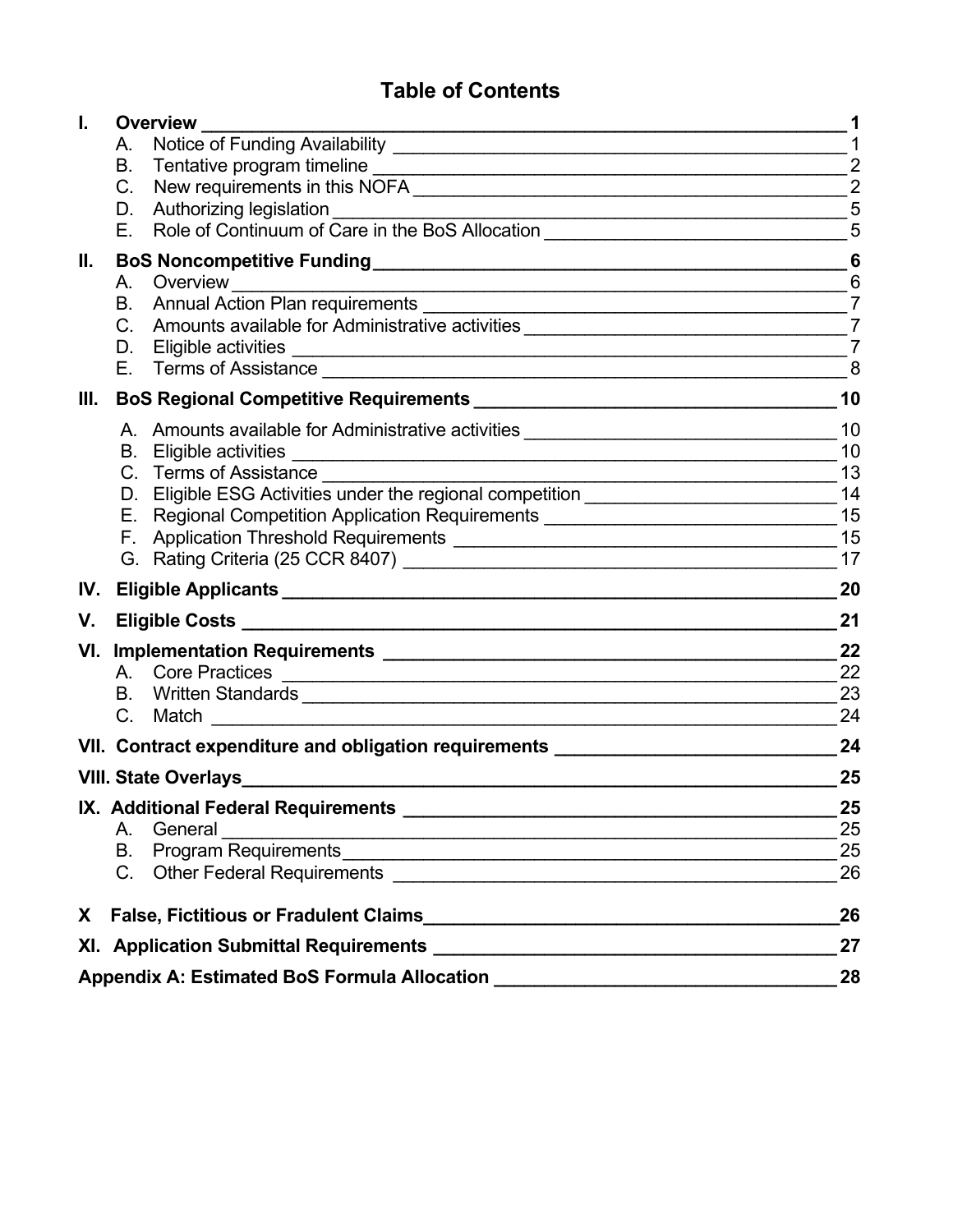# Table of Contents

**I. Overview** — **1**

- A. Notice of Funding Availability — 1
- B. Tentative program timeline — 2
- C. New requirements in this NOFA — 2
- D. Authorizing legislation — 5
- E. Role of Continuum of Care in the BoS Allocation — 5

**II. BoS Noncompetitive Funding** — **6**

- A. Overview — 6
- B. Annual Action Plan requirements — 7
- C. Amounts available for Administrative activities — 7
- D. Eligible activities — 7
- E. Terms of Assistance — 8

**III. BoS Regional Competitive Requirements** — **10**

- A. Amounts available for Administrative activities — 10
- B. Eligible activities — 10
- C. Terms of Assistance — 13
- D. Eligible ESG Activities under the regional competition — 14
- E. Regional Competition Application Requirements — 15
- F. Application Threshold Requirements — 15
- G. Rating Criteria (25 CCR 8407) — 17

**IV. Eligible Applicants** — **20**

**V. Eligible Costs** — **21**

**VI. Implementation Requirements** — **22**

- A. Core Practices — 22
- B. Written Standards — 23
- C. Match — 24

**VII. Contract expenditure and obligation requirements** — **24**

**VIII. State Overlays** — **25**

**IX. Additional Federal Requirements** — **25**

- A. General — 25
- B. Program Requirements — 25
- C. Other Federal Requirements — 26

**X False, Fictitious or Fradulent Claims** — **26**

**XI. Application Submittal Requirements** — **27**

**Appendix A: Estimated BoS Formula Allocation** — **28**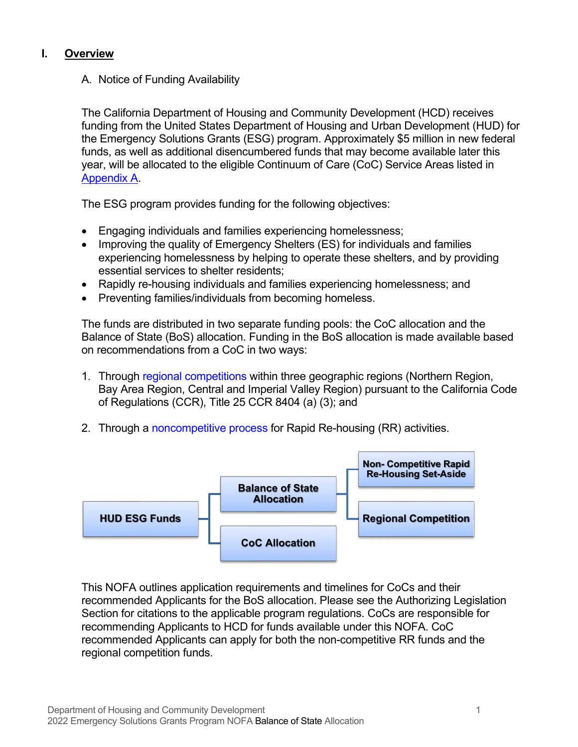# I. Overview

A. Notice of Funding Availability

The California Department of Housing and Community Development (HCD) receives funding from the United States Department of Housing and Urban Development (HUD) for the Emergency Solutions Grants (ESG) program. Approximately $5 million in new federal funds, as well as additional disencumbered funds that may become available later this year, will be allocated to the eligible Continuum of Care (CoC) Service Areas listed in Appendix A.

The ESG program provides funding for the following objectives:

- Engaging individuals and families experiencing homelessness;
- Improving the quality of Emergency Shelters (ES) for individuals and families experiencing homelessness by helping to operate these shelters, and by providing essential services to shelter residents;
- Rapidly re-housing individuals and families experiencing homelessness; and
- Preventing families/individuals from becoming homeless.

The funds are distributed in two separate funding pools: the CoC allocation and the Balance of State (BoS) allocation. Funding in the BoS allocation is made available based on recommendations from a CoC in two ways:

1. Through regional competitions within three geographic regions (Northern Region, Bay Area Region, Central and Imperial Valley Region) pursuant to the California Code of Regulations (CCR), Title 25 CCR 8404 (a) (3); and

2. Through a noncompetitive process for Rapid Re-housing (RR) activities.

HUD ESG Funds

Balance of State Allocation

CoC Allocation

Non- Competitive Rapid Re-Housing Set-Aside

Regional Competition

This NOFA outlines application requirements and timelines for CoCs and their recommended Applicants for the BoS allocation. Please see the Authorizing Legislation Section for citations to the applicable program regulations. CoCs are responsible for recommending Applicants to HCD for funds available under this NOFA. CoC recommended Applicants can apply for both the non-competitive RR funds and the regional competition funds.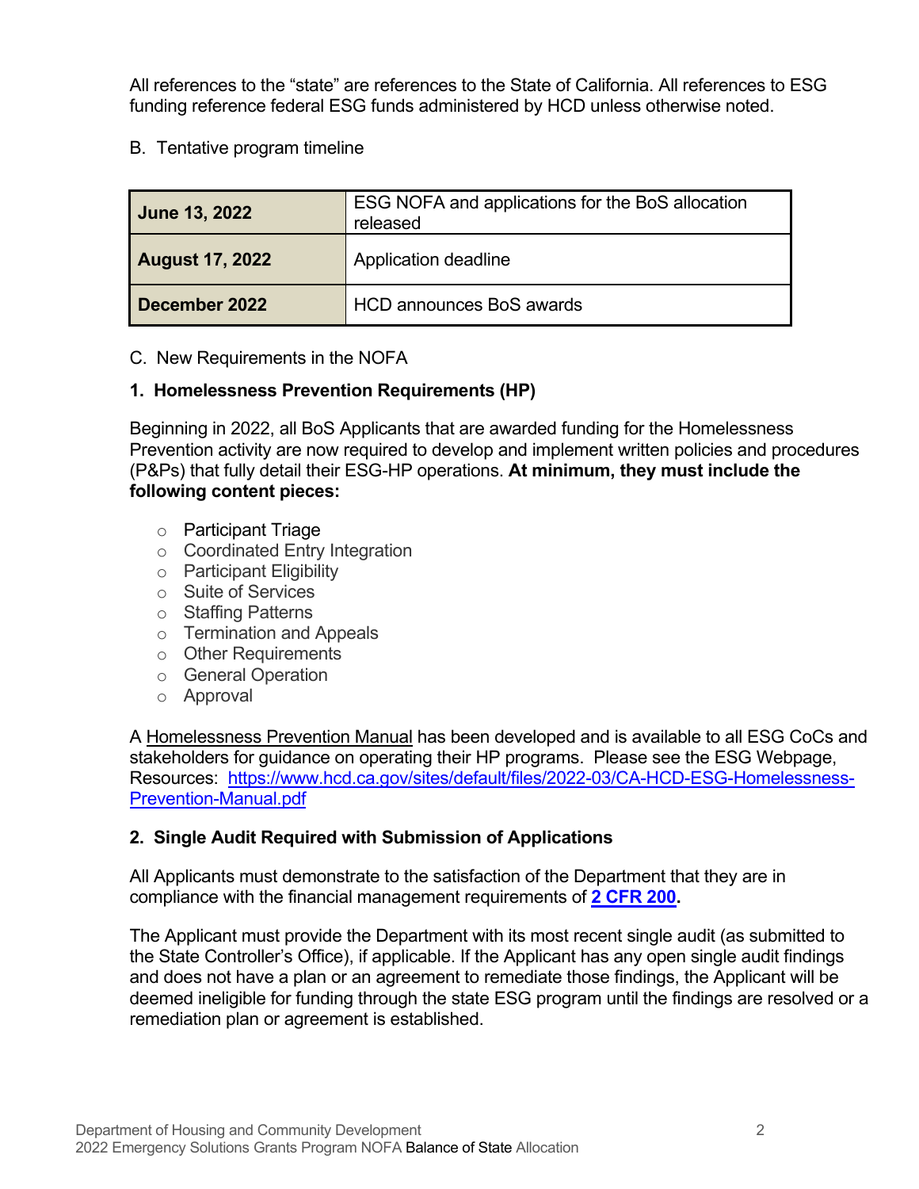All references to the "state" are references to the State of California. All references to ESG funding reference federal ESG funds administered by HCD unless otherwise noted.

B. Tentative program timeline

| | |
|---|---|
| **June 13, 2022** | ESG NOFA and applications for the BoS allocation released |
| **August 17, 2022** | Application deadline |
| **December 2022** | HCD announces BoS awards |

C. New Requirements in the NOFA

### 1. Homelessness Prevention Requirements (HP)

Beginning in 2022, all BoS Applicants that are awarded funding for the Homelessness Prevention activity are now required to develop and implement written policies and procedures (P&Ps) that fully detail their ESG-HP operations. **At minimum, they must include the following content pieces:**

- Participant Triage
- Coordinated Entry Integration
- Participant Eligibility
- Suite of Services
- Staffing Patterns
- Termination and Appeals
- Other Requirements
- General Operation
- Approval

A Homelessness Prevention Manual has been developed and is available to all ESG CoCs and stakeholders for guidance on operating their HP programs. Please see the ESG Webpage, Resources: [https://www.hcd.ca.gov/sites/default/files/2022-03/CA-HCD-ESG-Homelessness-Prevention-Manual.pdf](https://www.hcd.ca.gov/sites/default/files/2022-03/CA-HCD-ESG-Homelessness-Prevention-Manual.pdf)

### 2. Single Audit Required with Submission of Applications

All Applicants must demonstrate to the satisfaction of the Department that they are in compliance with the financial management requirements of **2 CFR 200.**

The Applicant must provide the Department with its most recent single audit (as submitted to the State Controller's Office), if applicable. If the Applicant has any open single audit findings and does not have a plan or an agreement to remediate those findings, the Applicant will be deemed ineligible for funding through the state ESG program until the findings are resolved or a remediation plan or agreement is established.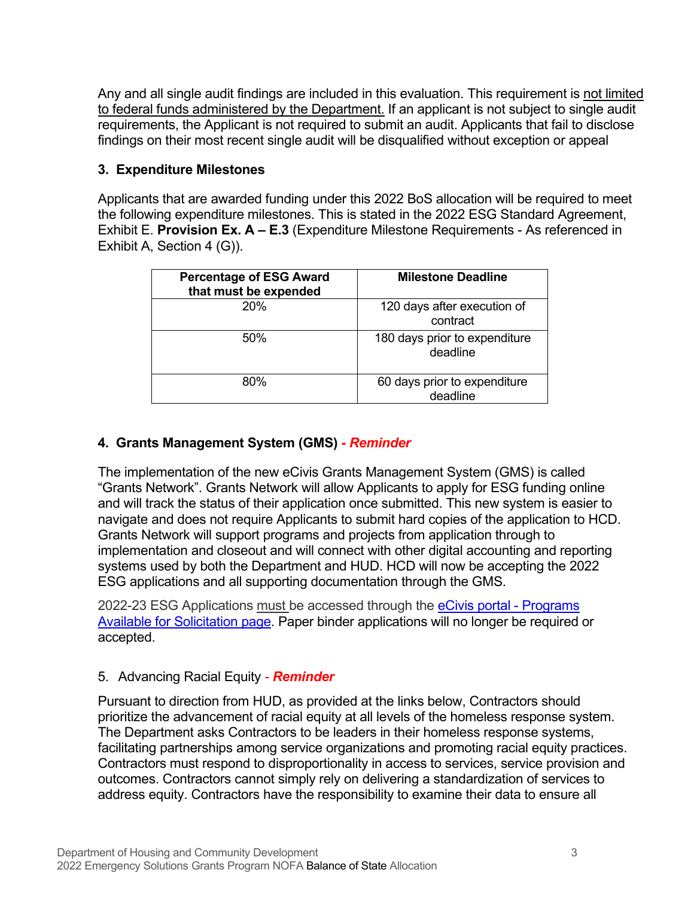Any and all single audit findings are included in this evaluation. This requirement is not limited to federal funds administered by the Department. If an applicant is not subject to single audit requirements, the Applicant is not required to submit an audit. Applicants that fail to disclose findings on their most recent single audit will be disqualified without exception or appeal

### 3. Expenditure Milestones

Applicants that are awarded funding under this 2022 BoS allocation will be required to meet the following expenditure milestones. This is stated in the 2022 ESG Standard Agreement, Exhibit E. **Provision Ex. A – E.3** (Expenditure Milestone Requirements - As referenced in Exhibit A, Section 4 (G)).

| Percentage of ESG Award that must be expended | Milestone Deadline |
| --- | --- |
| 20% | 120 days after execution of contract |
| 50% | 180 days prior to expenditure deadline |
| 80% | 60 days prior to expenditure deadline |

### 4. Grants Management System (GMS) - *Reminder*

The implementation of the new eCivis Grants Management System (GMS) is called "Grants Network". Grants Network will allow Applicants to apply for ESG funding online and will track the status of their application once submitted. This new system is easier to navigate and does not require Applicants to submit hard copies of the application to HCD. Grants Network will support programs and projects from application through to implementation and closeout and will connect with other digital accounting and reporting systems used by both the Department and HUD. HCD will now be accepting the 2022 ESG applications and all supporting documentation through the GMS.

2022-23 ESG Applications must be accessed through the eCivis portal - Programs Available for Solicitation page. Paper binder applications will no longer be required or accepted.

### 5. Advancing Racial Equity - *Reminder*

Pursuant to direction from HUD, as provided at the links below, Contractors should prioritize the advancement of racial equity at all levels of the homeless response system. The Department asks Contractors to be leaders in their homeless response systems, facilitating partnerships among service organizations and promoting racial equity practices. Contractors must respond to disproportionality in access to services, service provision and outcomes. Contractors cannot simply rely on delivering a standardization of services to address equity. Contractors have the responsibility to examine their data to ensure all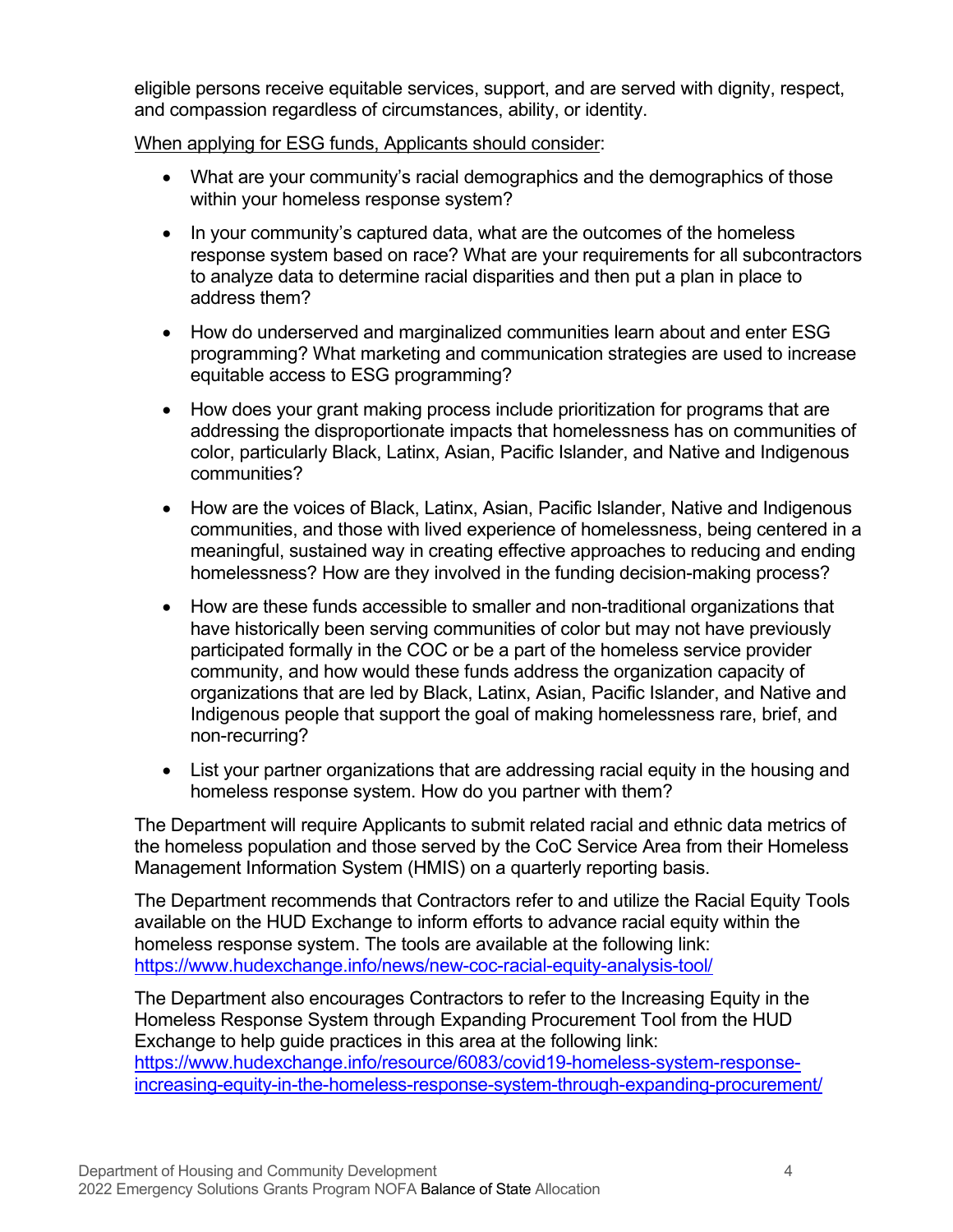eligible persons receive equitable services, support, and are served with dignity, respect, and compassion regardless of circumstances, ability, or identity.

When applying for ESG funds, Applicants should consider:

- What are your community's racial demographics and the demographics of those within your homeless response system?
- In your community's captured data, what are the outcomes of the homeless response system based on race? What are your requirements for all subcontractors to analyze data to determine racial disparities and then put a plan in place to address them?
- How do underserved and marginalized communities learn about and enter ESG programming? What marketing and communication strategies are used to increase equitable access to ESG programming?
- How does your grant making process include prioritization for programs that are addressing the disproportionate impacts that homelessness has on communities of color, particularly Black, Latinx, Asian, Pacific Islander, and Native and Indigenous communities?
- How are the voices of Black, Latinx, Asian, Pacific Islander, Native and Indigenous communities, and those with lived experience of homelessness, being centered in a meaningful, sustained way in creating effective approaches to reducing and ending homelessness? How are they involved in the funding decision-making process?
- How are these funds accessible to smaller and non-traditional organizations that have historically been serving communities of color but may not have previously participated formally in the COC or be a part of the homeless service provider community, and how would these funds address the organization capacity of organizations that are led by Black, Latinx, Asian, Pacific Islander, and Native and Indigenous people that support the goal of making homelessness rare, brief, and non-recurring?
- List your partner organizations that are addressing racial equity in the housing and homeless response system. How do you partner with them?

The Department will require Applicants to submit related racial and ethnic data metrics of the homeless population and those served by the CoC Service Area from their Homeless Management Information System (HMIS) on a quarterly reporting basis.

The Department recommends that Contractors refer to and utilize the Racial Equity Tools available on the HUD Exchange to inform efforts to advance racial equity within the homeless response system. The tools are available at the following link: https://www.hudexchange.info/news/new-coc-racial-equity-analysis-tool/

The Department also encourages Contractors to refer to the Increasing Equity in the Homeless Response System through Expanding Procurement Tool from the HUD Exchange to help guide practices in this area at the following link: https://www.hudexchange.info/resource/6083/covid19-homeless-system-response-increasing-equity-in-the-homeless-response-system-through-expanding-procurement/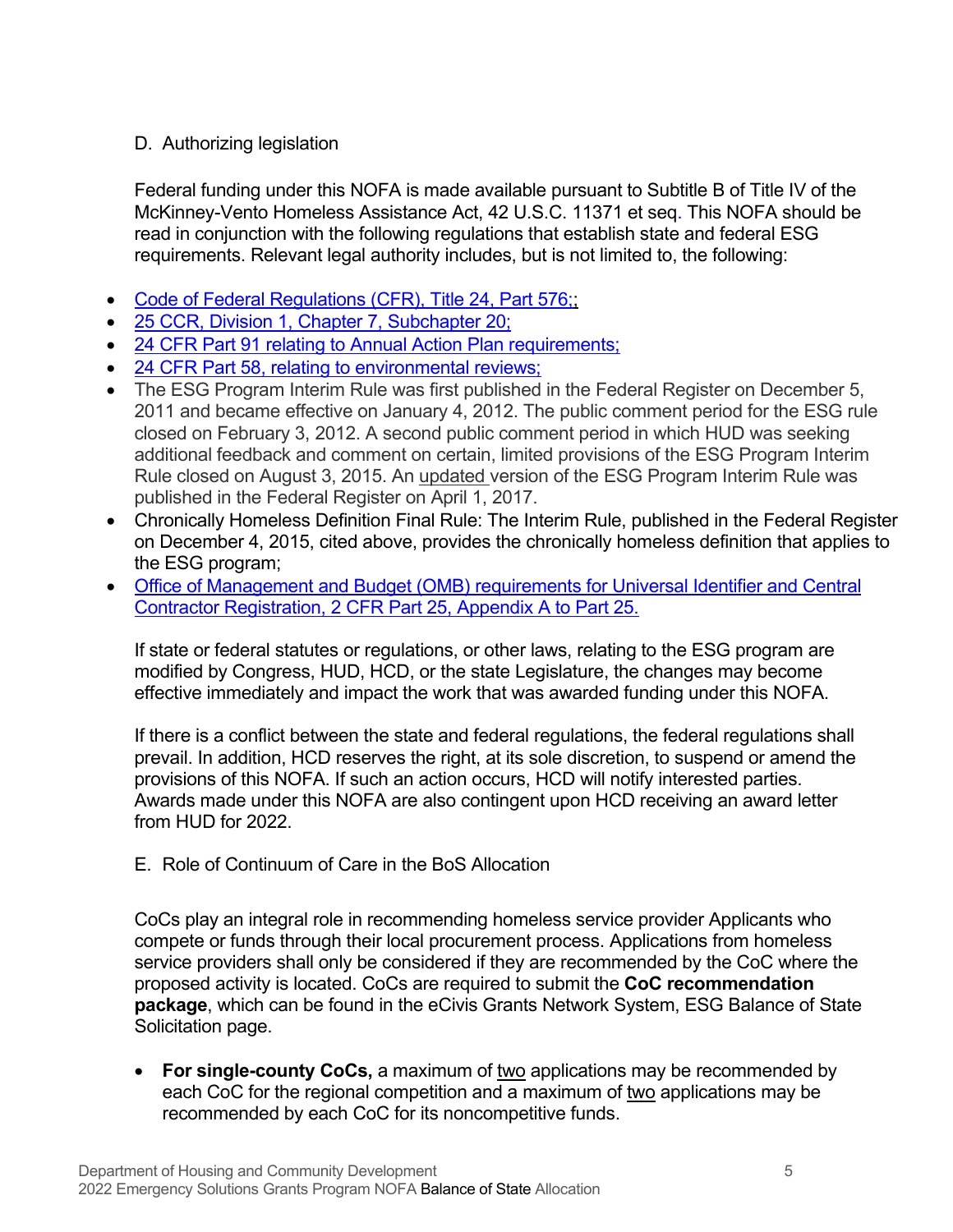D. Authorizing legislation

Federal funding under this NOFA is made available pursuant to Subtitle B of Title IV of the McKinney-Vento Homeless Assistance Act, 42 U.S.C. 11371 et seq. This NOFA should be read in conjunction with the following regulations that establish state and federal ESG requirements. Relevant legal authority includes, but is not limited to, the following:

- Code of Federal Regulations (CFR), Title 24, Part 576;;
- 25 CCR, Division 1, Chapter 7, Subchapter 20;
- 24 CFR Part 91 relating to Annual Action Plan requirements;
- 24 CFR Part 58, relating to environmental reviews;
- The ESG Program Interim Rule was first published in the Federal Register on December 5, 2011 and became effective on January 4, 2012. The public comment period for the ESG rule closed on February 3, 2012. A second public comment period in which HUD was seeking additional feedback and comment on certain, limited provisions of the ESG Program Interim Rule closed on August 3, 2015. An updated version of the ESG Program Interim Rule was published in the Federal Register on April 1, 2017.
- Chronically Homeless Definition Final Rule: The Interim Rule, published in the Federal Register on December 4, 2015, cited above, provides the chronically homeless definition that applies to the ESG program;
- Office of Management and Budget (OMB) requirements for Universal Identifier and Central Contractor Registration, 2 CFR Part 25, Appendix A to Part 25.

If state or federal statutes or regulations, or other laws, relating to the ESG program are modified by Congress, HUD, HCD, or the state Legislature, the changes may become effective immediately and impact the work that was awarded funding under this NOFA.

If there is a conflict between the state and federal regulations, the federal regulations shall prevail. In addition, HCD reserves the right, at its sole discretion, to suspend or amend the provisions of this NOFA. If such an action occurs, HCD will notify interested parties. Awards made under this NOFA are also contingent upon HCD receiving an award letter from HUD for 2022.

E. Role of Continuum of Care in the BoS Allocation

CoCs play an integral role in recommending homeless service provider Applicants who compete or funds through their local procurement process. Applications from homeless service providers shall only be considered if they are recommended by the CoC where the proposed activity is located. CoCs are required to submit the **CoC recommendation package**, which can be found in the eCivis Grants Network System, ESG Balance of State Solicitation page.

- **For single-county CoCs,** a maximum of two applications may be recommended by each CoC for the regional competition and a maximum of two applications may be recommended by each CoC for its noncompetitive funds.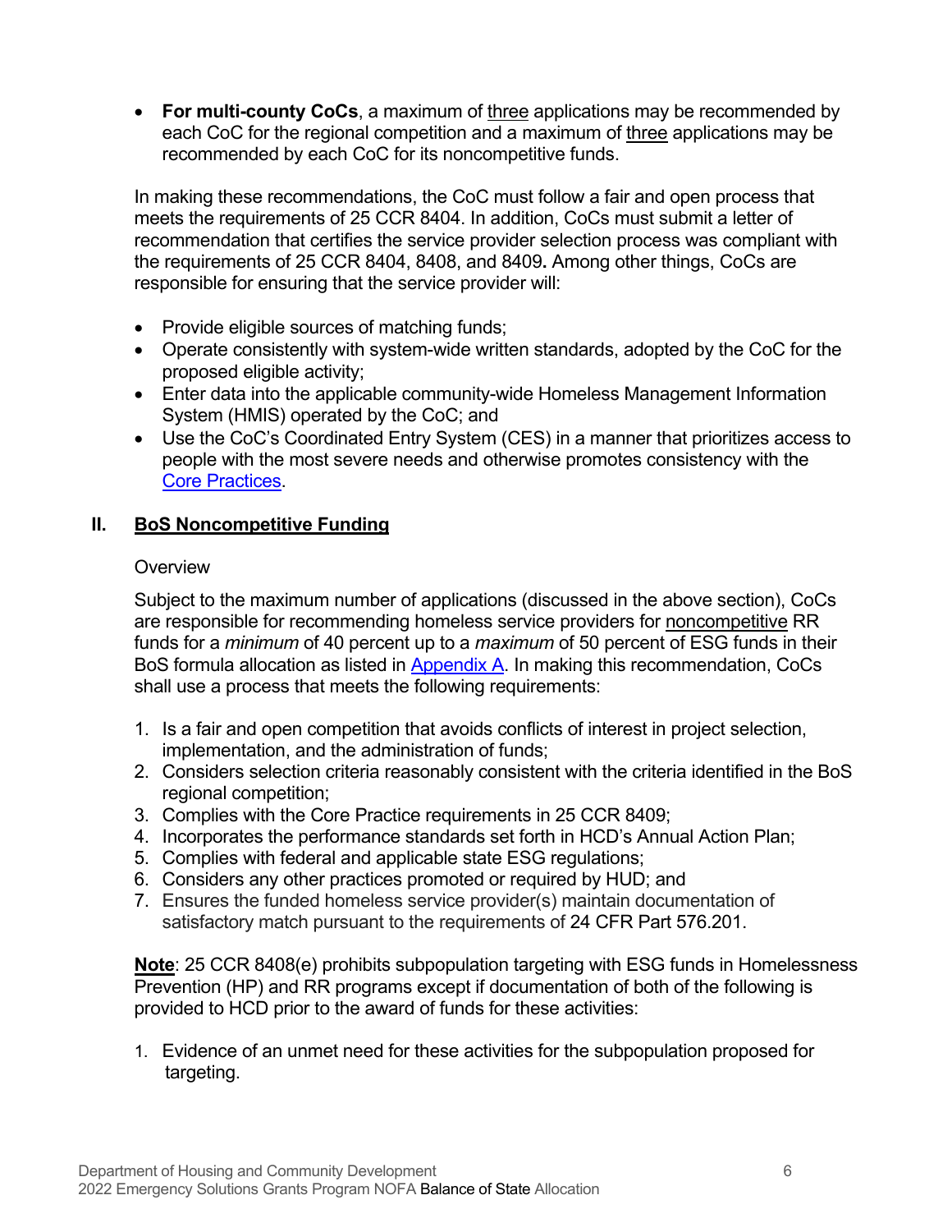- **For multi-county CoCs**, a maximum of three applications may be recommended by each CoC for the regional competition and a maximum of three applications may be recommended by each CoC for its noncompetitive funds.

In making these recommendations, the CoC must follow a fair and open process that meets the requirements of 25 CCR 8404. In addition, CoCs must submit a letter of recommendation that certifies the service provider selection process was compliant with the requirements of 25 CCR 8404, 8408, and 8409**.** Among other things, CoCs are responsible for ensuring that the service provider will:

- Provide eligible sources of matching funds;
- Operate consistently with system-wide written standards, adopted by the CoC for the proposed eligible activity;
- Enter data into the applicable community-wide Homeless Management Information System (HMIS) operated by the CoC; and
- Use the CoC's Coordinated Entry System (CES) in a manner that prioritizes access to people with the most severe needs and otherwise promotes consistency with the Core Practices.

## II. BoS Noncompetitive Funding

Overview

Subject to the maximum number of applications (discussed in the above section), CoCs are responsible for recommending homeless service providers for noncompetitive RR funds for a *minimum* of 40 percent up to a *maximum* of 50 percent of ESG funds in their BoS formula allocation as listed in Appendix A. In making this recommendation, CoCs shall use a process that meets the following requirements:

1. Is a fair and open competition that avoids conflicts of interest in project selection, implementation, and the administration of funds;
2. Considers selection criteria reasonably consistent with the criteria identified in the BoS regional competition;
3. Complies with the Core Practice requirements in 25 CCR 8409;
4. Incorporates the performance standards set forth in HCD's Annual Action Plan;
5. Complies with federal and applicable state ESG regulations;
6. Considers any other practices promoted or required by HUD; and
7. Ensures the funded homeless service provider(s) maintain documentation of satisfactory match pursuant to the requirements of 24 CFR Part 576.201.

**Note**: 25 CCR 8408(e) prohibits subpopulation targeting with ESG funds in Homelessness Prevention (HP) and RR programs except if documentation of both of the following is provided to HCD prior to the award of funds for these activities:

1. Evidence of an unmet need for these activities for the subpopulation proposed for targeting.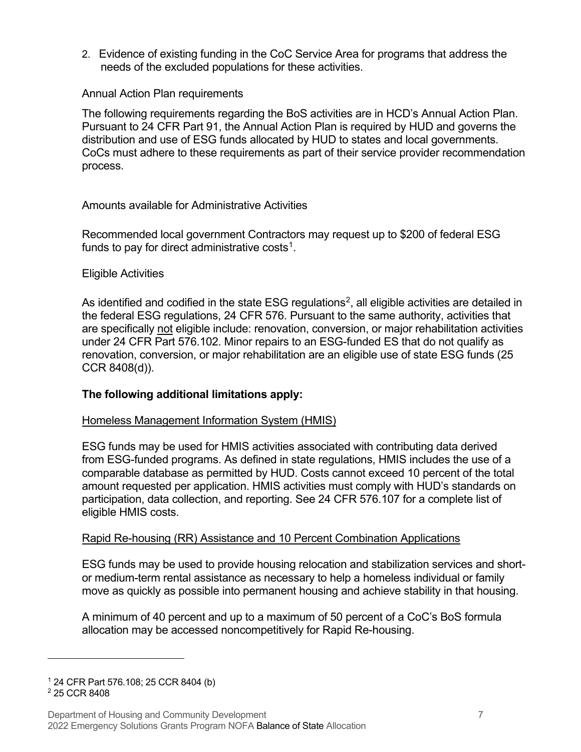2. Evidence of existing funding in the CoC Service Area for programs that address the needs of the excluded populations for these activities.

Annual Action Plan requirements

The following requirements regarding the BoS activities are in HCD's Annual Action Plan. Pursuant to 24 CFR Part 91, the Annual Action Plan is required by HUD and governs the distribution and use of ESG funds allocated by HUD to states and local governments. CoCs must adhere to these requirements as part of their service provider recommendation process.

Amounts available for Administrative Activities

Recommended local government Contractors may request up to $200 of federal ESG funds to pay for direct administrative costs[1].

Eligible Activities

As identified and codified in the state ESG regulations[2], all eligible activities are detailed in the federal ESG regulations, 24 CFR 576. Pursuant to the same authority, activities that are specifically not eligible include: renovation, conversion, or major rehabilitation activities under 24 CFR Part 576.102. Minor repairs to an ESG-funded ES that do not qualify as renovation, conversion, or major rehabilitation are an eligible use of state ESG funds (25 CCR 8408(d)).

**The following additional limitations apply:**

Homeless Management Information System (HMIS)

ESG funds may be used for HMIS activities associated with contributing data derived from ESG-funded programs. As defined in state regulations, HMIS includes the use of a comparable database as permitted by HUD. Costs cannot exceed 10 percent of the total amount requested per application. HMIS activities must comply with HUD's standards on participation, data collection, and reporting. See 24 CFR 576.107 for a complete list of eligible HMIS costs.

Rapid Re-housing (RR) Assistance and 10 Percent Combination Applications

ESG funds may be used to provide housing relocation and stabilization services and short- or medium-term rental assistance as necessary to help a homeless individual or family move as quickly as possible into permanent housing and achieve stability in that housing.

A minimum of 40 percent and up to a maximum of 50 percent of a CoC's BoS formula allocation may be accessed noncompetitively for Rapid Re-housing.

---

[1] 24 CFR Part 576.108; 25 CCR 8404 (b)

[2] 25 CCR 8408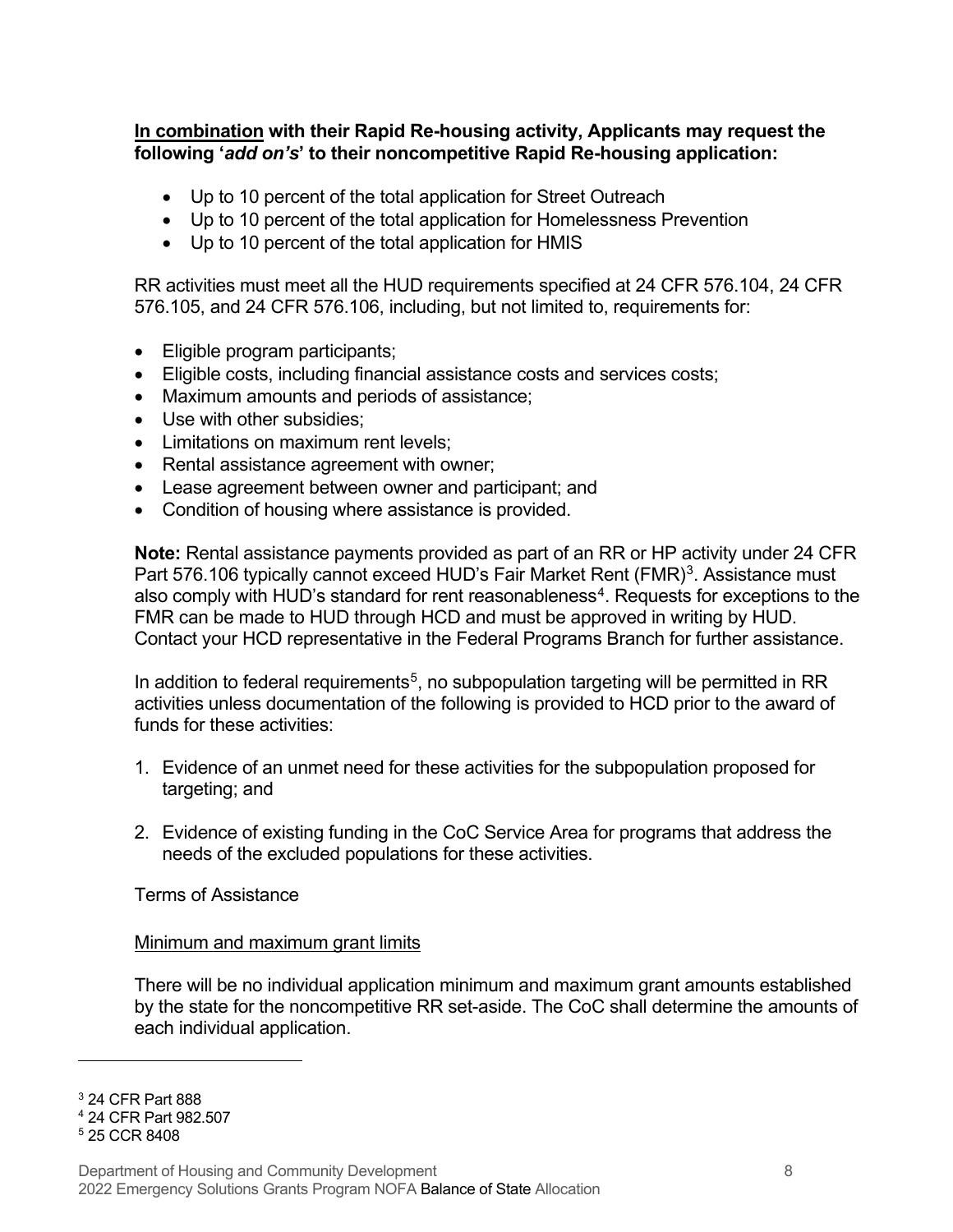**<u>In combination</u> with their Rapid Re-housing activity, Applicants may request the following '*add on's*' to their noncompetitive Rapid Re-housing application:**

- Up to 10 percent of the total application for Street Outreach
- Up to 10 percent of the total application for Homelessness Prevention
- Up to 10 percent of the total application for HMIS

RR activities must meet all the HUD requirements specified at 24 CFR 576.104, 24 CFR 576.105, and 24 CFR 576.106, including, but not limited to, requirements for:

- Eligible program participants;
- Eligible costs, including financial assistance costs and services costs;
- Maximum amounts and periods of assistance;
- Use with other subsidies;
- Limitations on maximum rent levels;
- Rental assistance agreement with owner;
- Lease agreement between owner and participant; and
- Condition of housing where assistance is provided.

**Note:** Rental assistance payments provided as part of an RR or HP activity under 24 CFR Part 576.106 typically cannot exceed HUD's Fair Market Rent (FMR)[3]. Assistance must also comply with HUD's standard for rent reasonableness[4]. Requests for exceptions to the FMR can be made to HUD through HCD and must be approved in writing by HUD. Contact your HCD representative in the Federal Programs Branch for further assistance.

In addition to federal requirements[5], no subpopulation targeting will be permitted in RR activities unless documentation of the following is provided to HCD prior to the award of funds for these activities:

1. Evidence of an unmet need for these activities for the subpopulation proposed for targeting; and

2. Evidence of existing funding in the CoC Service Area for programs that address the needs of the excluded populations for these activities.

Terms of Assistance

<u>Minimum and maximum grant limits</u>

There will be no individual application minimum and maximum grant amounts established by the state for the noncompetitive RR set-aside. The CoC shall determine the amounts of each individual application.

---

[3] 24 CFR Part 888

[4] 24 CFR Part 982.507

[5] 25 CCR 8408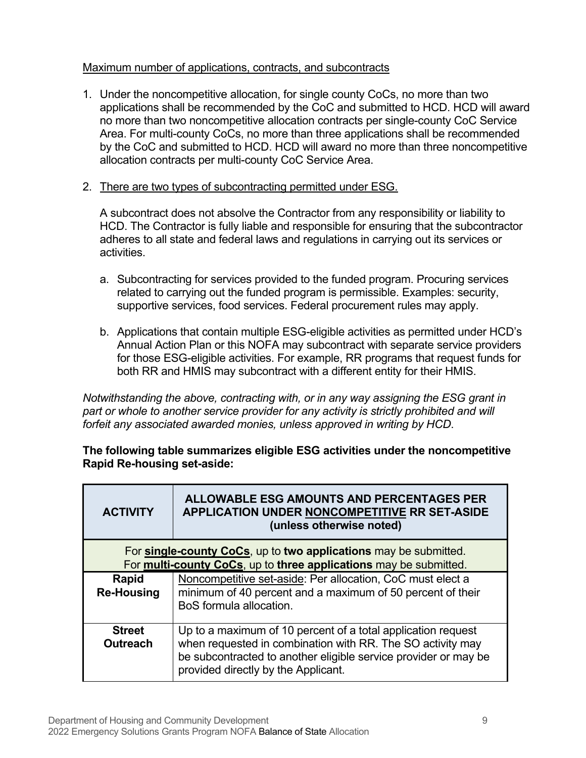Maximum number of applications, contracts, and subcontracts

1. Under the noncompetitive allocation, for single county CoCs, no more than two applications shall be recommended by the CoC and submitted to HCD. HCD will award no more than two noncompetitive allocation contracts per single-county CoC Service Area. For multi-county CoCs, no more than three applications shall be recommended by the CoC and submitted to HCD. HCD will award no more than three noncompetitive allocation contracts per multi-county CoC Service Area.

2. There are two types of subcontracting permitted under ESG.

   A subcontract does not absolve the Contractor from any responsibility or liability to HCD. The Contractor is fully liable and responsible for ensuring that the subcontractor adheres to all state and federal laws and regulations in carrying out its services or activities.

   a. Subcontracting for services provided to the funded program. Procuring services related to carrying out the funded program is permissible. Examples: security, supportive services, food services. Federal procurement rules may apply.

   b. Applications that contain multiple ESG-eligible activities as permitted under HCD's Annual Action Plan or this NOFA may subcontract with separate service providers for those ESG-eligible activities. For example, RR programs that request funds for both RR and HMIS may subcontract with a different entity for their HMIS.

*Notwithstanding the above, contracting with, or in any way assigning the ESG grant in part or whole to another service provider for any activity is strictly prohibited and will forfeit any associated awarded monies, unless approved in writing by HCD.*

**The following table summarizes eligible ESG activities under the noncompetitive Rapid Re-housing set-aside:**

| ACTIVITY | ALLOWABLE ESG AMOUNTS AND PERCENTAGES PER APPLICATION UNDER NONCOMPETITIVE RR SET-ASIDE (unless otherwise noted) |
|---|---|
| For **single-county CoCs**, up to **two applications** may be submitted. For **multi-county CoCs**, up to **three applications** may be submitted. | |
| **Rapid Re-Housing** | Noncompetitive set-aside: Per allocation, CoC must elect a minimum of 40 percent and a maximum of 50 percent of their BoS formula allocation. |
| **Street Outreach** | Up to a maximum of 10 percent of a total application request when requested in combination with RR. The SO activity may be subcontracted to another eligible service provider or may be provided directly by the Applicant. |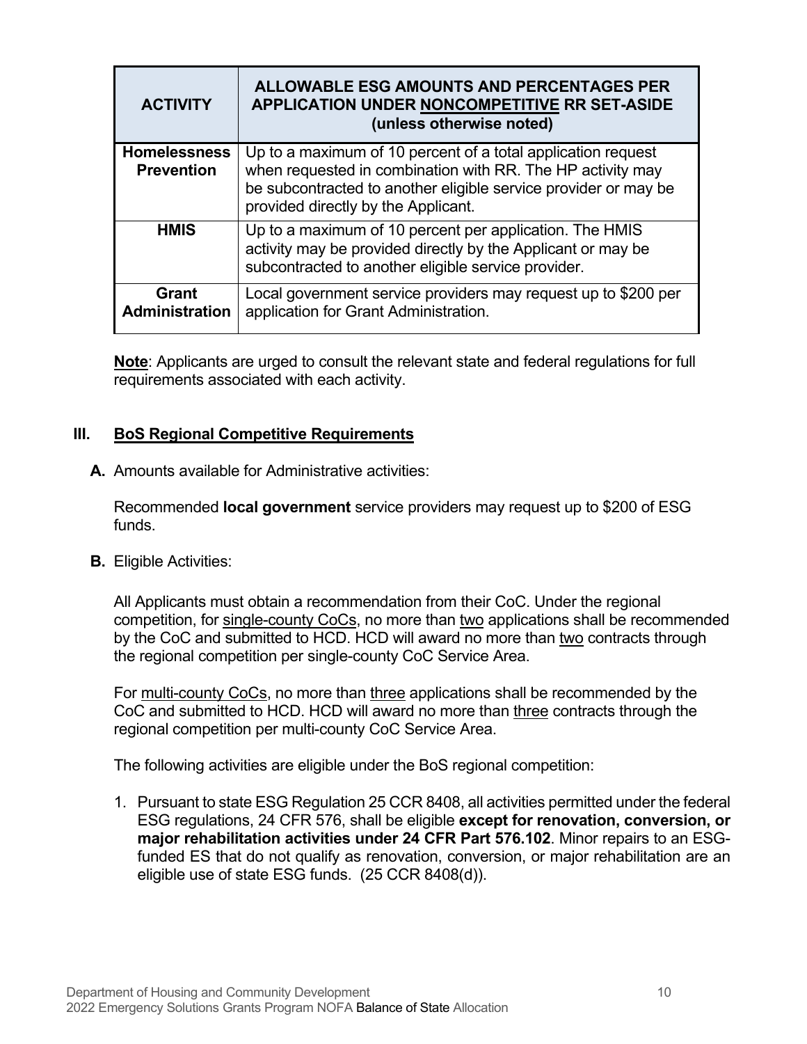| ACTIVITY | ALLOWABLE ESG AMOUNTS AND PERCENTAGES PER APPLICATION UNDER NONCOMPETITIVE RR SET-ASIDE (unless otherwise noted) |
| --- | --- |
| **Homelessness Prevention** | Up to a maximum of 10 percent of a total application request when requested in combination with RR. The HP activity may be subcontracted to another eligible service provider or may be provided directly by the Applicant. |
| **HMIS** | Up to a maximum of 10 percent per application. The HMIS activity may be provided directly by the Applicant or may be subcontracted to another eligible service provider. |
| **Grant Administration** | Local government service providers may request up to $200 per application for Grant Administration. |

**Note**: Applicants are urged to consult the relevant state and federal regulations for full requirements associated with each activity.

## III. BoS Regional Competitive Requirements

**A.** Amounts available for Administrative activities:

Recommended **local government** service providers may request up to $200 of ESG funds.

**B.** Eligible Activities:

All Applicants must obtain a recommendation from their CoC. Under the regional competition, for single-county CoCs, no more than two applications shall be recommended by the CoC and submitted to HCD. HCD will award no more than two contracts through the regional competition per single-county CoC Service Area.

For multi-county CoCs, no more than three applications shall be recommended by the CoC and submitted to HCD. HCD will award no more than three contracts through the regional competition per multi-county CoC Service Area.

The following activities are eligible under the BoS regional competition:

1. Pursuant to state ESG Regulation 25 CCR 8408, all activities permitted under the federal ESG regulations, 24 CFR 576, shall be eligible **except for renovation, conversion, or major rehabilitation activities under 24 CFR Part 576.102**. Minor repairs to an ESG-funded ES that do not qualify as renovation, conversion, or major rehabilitation are an eligible use of state ESG funds. (25 CCR 8408(d)).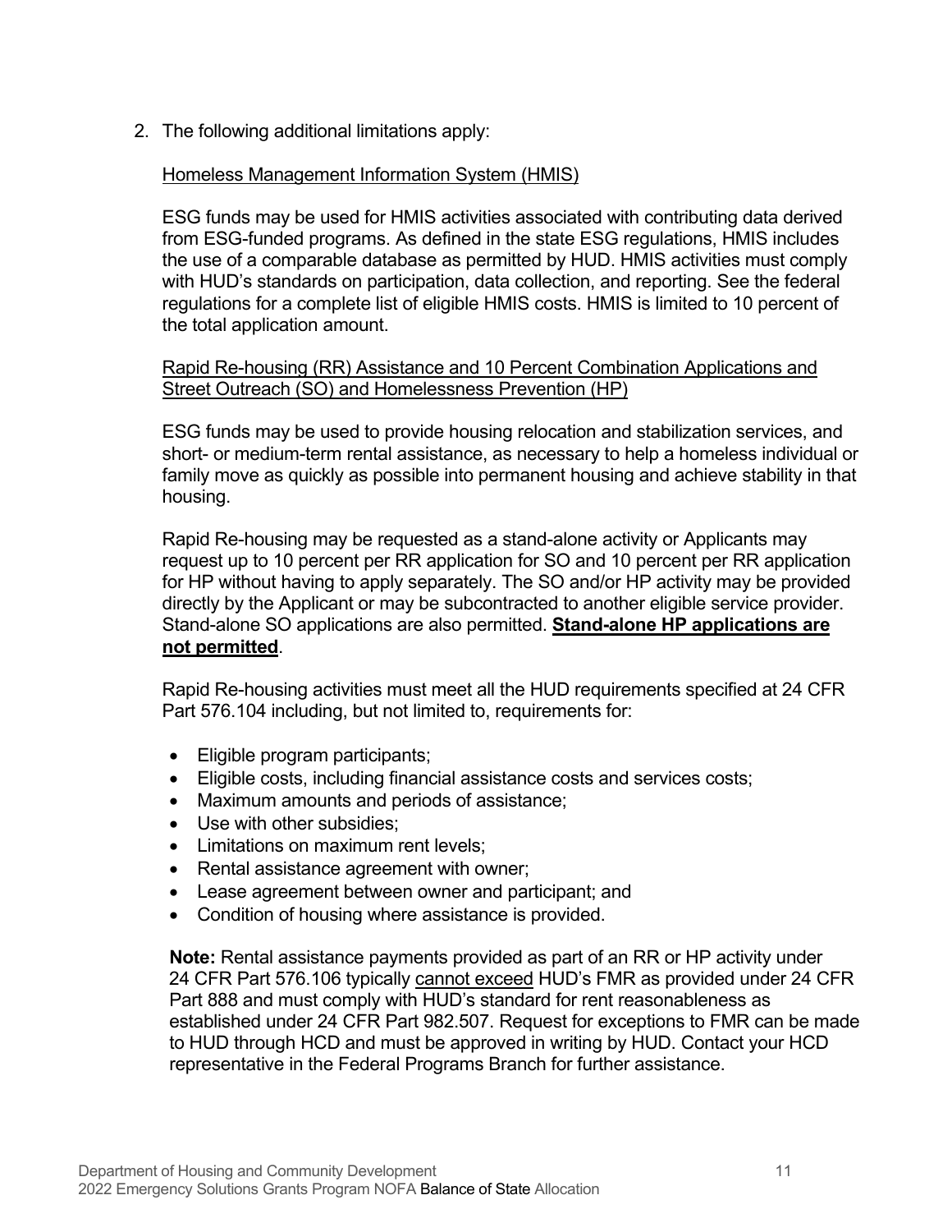2. The following additional limitations apply:

   Homeless Management Information System (HMIS)

   ESG funds may be used for HMIS activities associated with contributing data derived from ESG-funded programs. As defined in the state ESG regulations, HMIS includes the use of a comparable database as permitted by HUD. HMIS activities must comply with HUD's standards on participation, data collection, and reporting. See the federal regulations for a complete list of eligible HMIS costs. HMIS is limited to 10 percent of the total application amount.

   Rapid Re-housing (RR) Assistance and 10 Percent Combination Applications and Street Outreach (SO) and Homelessness Prevention (HP)

   ESG funds may be used to provide housing relocation and stabilization services, and short- or medium-term rental assistance, as necessary to help a homeless individual or family move as quickly as possible into permanent housing and achieve stability in that housing.

   Rapid Re-housing may be requested as a stand-alone activity or Applicants may request up to 10 percent per RR application for SO and 10 percent per RR application for HP without having to apply separately. The SO and/or HP activity may be provided directly by the Applicant or may be subcontracted to another eligible service provider. Stand-alone SO applications are also permitted. **Stand-alone HP applications are not permitted**.

   Rapid Re-housing activities must meet all the HUD requirements specified at 24 CFR Part 576.104 including, but not limited to, requirements for:

   - Eligible program participants;
   - Eligible costs, including financial assistance costs and services costs;
   - Maximum amounts and periods of assistance;
   - Use with other subsidies;
   - Limitations on maximum rent levels;
   - Rental assistance agreement with owner;
   - Lease agreement between owner and participant; and
   - Condition of housing where assistance is provided.

   **Note:** Rental assistance payments provided as part of an RR or HP activity under 24 CFR Part 576.106 typically cannot exceed HUD's FMR as provided under 24 CFR Part 888 and must comply with HUD's standard for rent reasonableness as established under 24 CFR Part 982.507. Request for exceptions to FMR can be made to HUD through HCD and must be approved in writing by HUD. Contact your HCD representative in the Federal Programs Branch for further assistance.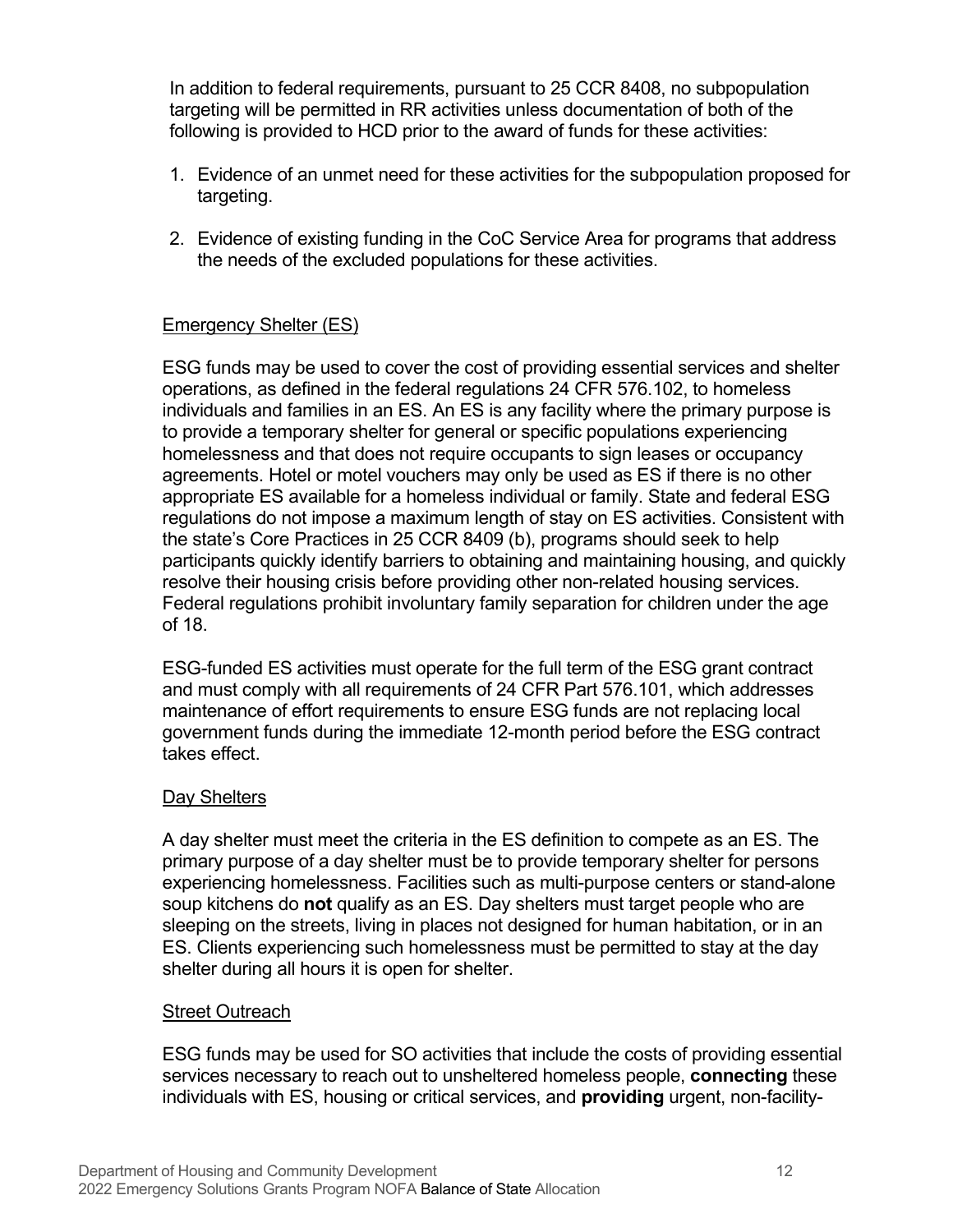In addition to federal requirements, pursuant to 25 CCR 8408, no subpopulation targeting will be permitted in RR activities unless documentation of both of the following is provided to HCD prior to the award of funds for these activities:

1. Evidence of an unmet need for these activities for the subpopulation proposed for targeting.
2. Evidence of existing funding in the CoC Service Area for programs that address the needs of the excluded populations for these activities.

### Emergency Shelter (ES)

ESG funds may be used to cover the cost of providing essential services and shelter operations, as defined in the federal regulations 24 CFR 576.102, to homeless individuals and families in an ES. An ES is any facility where the primary purpose is to provide a temporary shelter for general or specific populations experiencing homelessness and that does not require occupants to sign leases or occupancy agreements. Hotel or motel vouchers may only be used as ES if there is no other appropriate ES available for a homeless individual or family. State and federal ESG regulations do not impose a maximum length of stay on ES activities. Consistent with the state's Core Practices in 25 CCR 8409 (b), programs should seek to help participants quickly identify barriers to obtaining and maintaining housing, and quickly resolve their housing crisis before providing other non-related housing services. Federal regulations prohibit involuntary family separation for children under the age of 18.

ESG-funded ES activities must operate for the full term of the ESG grant contract and must comply with all requirements of 24 CFR Part 576.101, which addresses maintenance of effort requirements to ensure ESG funds are not replacing local government funds during the immediate 12-month period before the ESG contract takes effect.

### Day Shelters

A day shelter must meet the criteria in the ES definition to compete as an ES. The primary purpose of a day shelter must be to provide temporary shelter for persons experiencing homelessness. Facilities such as multi-purpose centers or stand-alone soup kitchens do **not** qualify as an ES. Day shelters must target people who are sleeping on the streets, living in places not designed for human habitation, or in an ES. Clients experiencing such homelessness must be permitted to stay at the day shelter during all hours it is open for shelter.

### Street Outreach

ESG funds may be used for SO activities that include the costs of providing essential services necessary to reach out to unsheltered homeless people, **connecting** these individuals with ES, housing or critical services, and **providing** urgent, non-facility-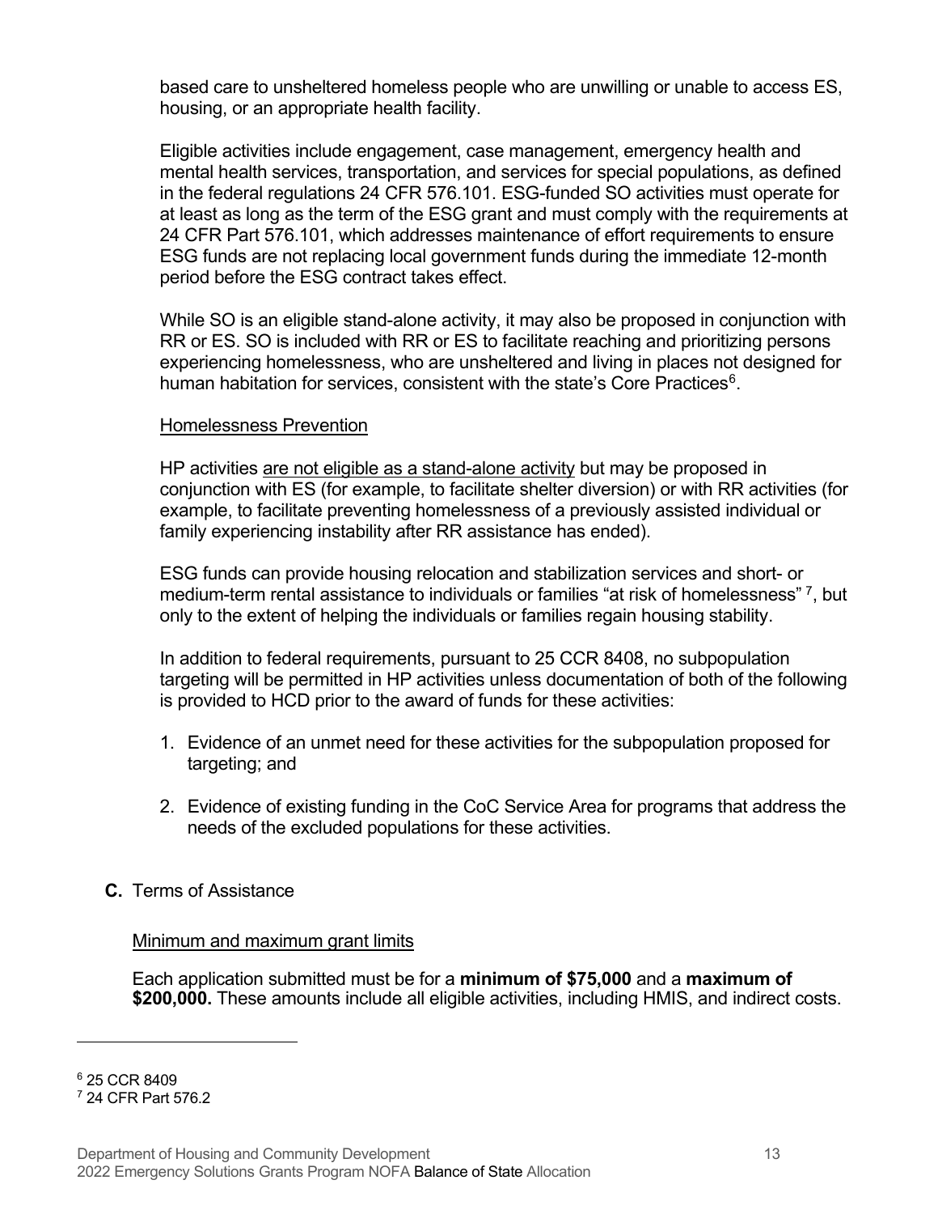based care to unsheltered homeless people who are unwilling or unable to access ES, housing, or an appropriate health facility.

Eligible activities include engagement, case management, emergency health and mental health services, transportation, and services for special populations, as defined in the federal regulations 24 CFR 576.101. ESG-funded SO activities must operate for at least as long as the term of the ESG grant and must comply with the requirements at 24 CFR Part 576.101, which addresses maintenance of effort requirements to ensure ESG funds are not replacing local government funds during the immediate 12-month period before the ESG contract takes effect.

While SO is an eligible stand-alone activity, it may also be proposed in conjunction with RR or ES. SO is included with RR or ES to facilitate reaching and prioritizing persons experiencing homelessness, who are unsheltered and living in places not designed for human habitation for services, consistent with the state's Core Practices[6].

Homelessness Prevention

HP activities are not eligible as a stand-alone activity but may be proposed in conjunction with ES (for example, to facilitate shelter diversion) or with RR activities (for example, to facilitate preventing homelessness of a previously assisted individual or family experiencing instability after RR assistance has ended).

ESG funds can provide housing relocation and stabilization services and short- or medium-term rental assistance to individuals or families "at risk of homelessness" [7], but only to the extent of helping the individuals or families regain housing stability.

In addition to federal requirements, pursuant to 25 CCR 8408, no subpopulation targeting will be permitted in HP activities unless documentation of both of the following is provided to HCD prior to the award of funds for these activities:

1. Evidence of an unmet need for these activities for the subpopulation proposed for targeting; and
2. Evidence of existing funding in the CoC Service Area for programs that address the needs of the excluded populations for these activities.

**C.** Terms of Assistance

Minimum and maximum grant limits

Each application submitted must be for a **minimum of $75,000** and a **maximum of $200,000.** These amounts include all eligible activities, including HMIS, and indirect costs.

---

[6] 25 CCR 8409

[7] 24 CFR Part 576.2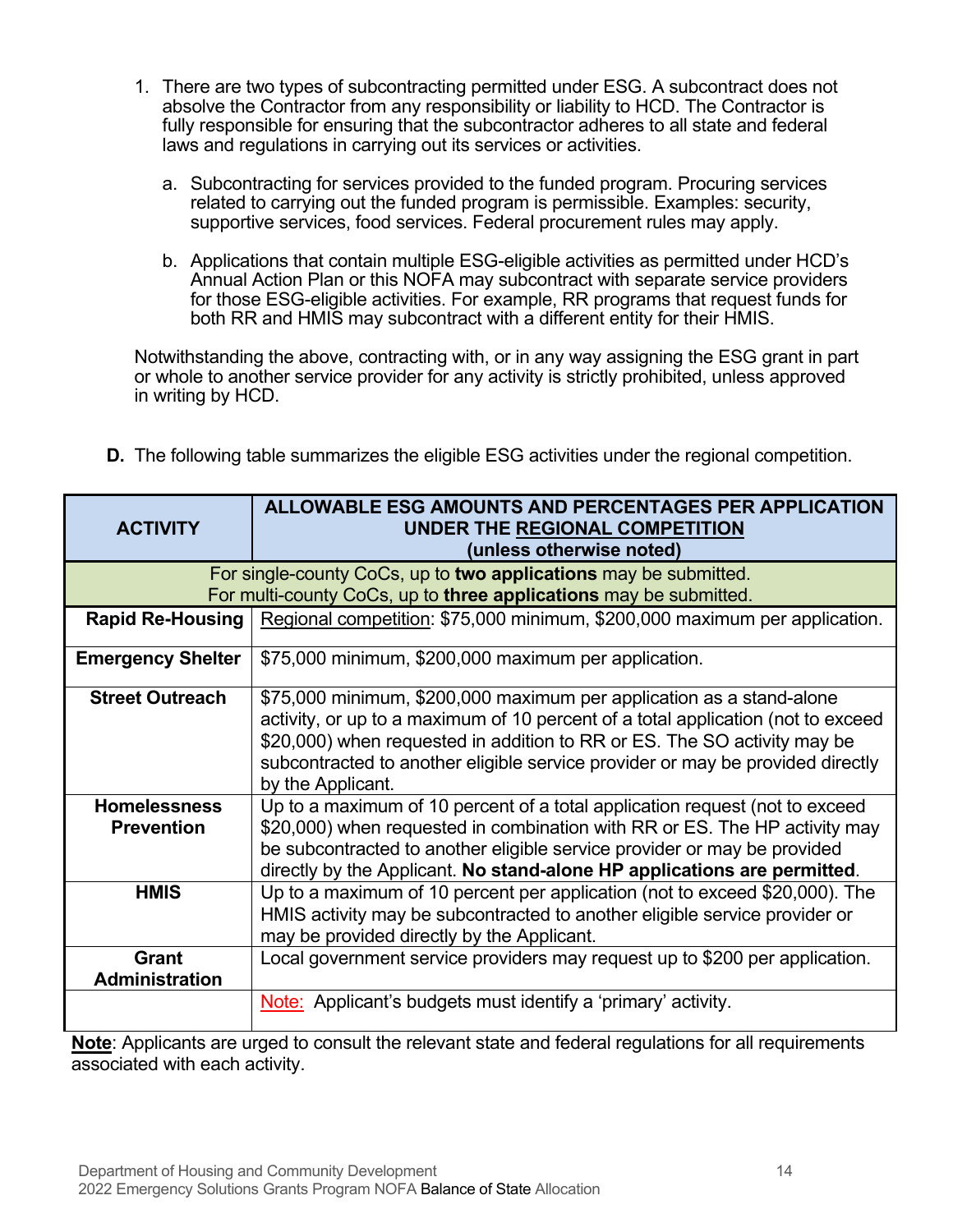1. There are two types of subcontracting permitted under ESG. A subcontract does not absolve the Contractor from any responsibility or liability to HCD. The Contractor is fully responsible for ensuring that the subcontractor adheres to all state and federal laws and regulations in carrying out its services or activities.

   a. Subcontracting for services provided to the funded program. Procuring services related to carrying out the funded program is permissible. Examples: security, supportive services, food services. Federal procurement rules may apply.

   b. Applications that contain multiple ESG-eligible activities as permitted under HCD's Annual Action Plan or this NOFA may subcontract with separate service providers for those ESG-eligible activities. For example, RR programs that request funds for both RR and HMIS may subcontract with a different entity for their HMIS.

   Notwithstanding the above, contracting with, or in any way assigning the ESG grant in part or whole to another service provider for any activity is strictly prohibited, unless approved in writing by HCD.

**D.** The following table summarizes the eligible ESG activities under the regional competition.

| ACTIVITY | ALLOWABLE ESG AMOUNTS AND PERCENTAGES PER APPLICATION UNDER THE REGIONAL COMPETITION (unless otherwise noted) |
|---|---|
| For single-county CoCs, up to **two applications** may be submitted. For multi-county CoCs, up to **three applications** may be submitted. | |
| **Rapid Re-Housing** | Regional competition: $75,000 minimum, $200,000 maximum per application. |
| **Emergency Shelter** | $75,000 minimum, $200,000 maximum per application. |
| **Street Outreach** | $75,000 minimum, $200,000 maximum per application as a stand-alone activity, or up to a maximum of 10 percent of a total application (not to exceed $20,000) when requested in addition to RR or ES. The SO activity may be subcontracted to another eligible service provider or may be provided directly by the Applicant. |
| **Homelessness Prevention** | Up to a maximum of 10 percent of a total application request (not to exceed $20,000) when requested in combination with RR or ES. The HP activity may be subcontracted to another eligible service provider or may be provided directly by the Applicant. **No stand-alone HP applications are permitted**. |
| **HMIS** | Up to a maximum of 10 percent per application (not to exceed $20,000). The HMIS activity may be subcontracted to another eligible service provider or may be provided directly by the Applicant. |
| **Grant Administration** | Local government service providers may request up to $200 per application. |
| | Note: Applicant's budgets must identify a 'primary' activity. |

**Note**: Applicants are urged to consult the relevant state and federal regulations for all requirements associated with each activity.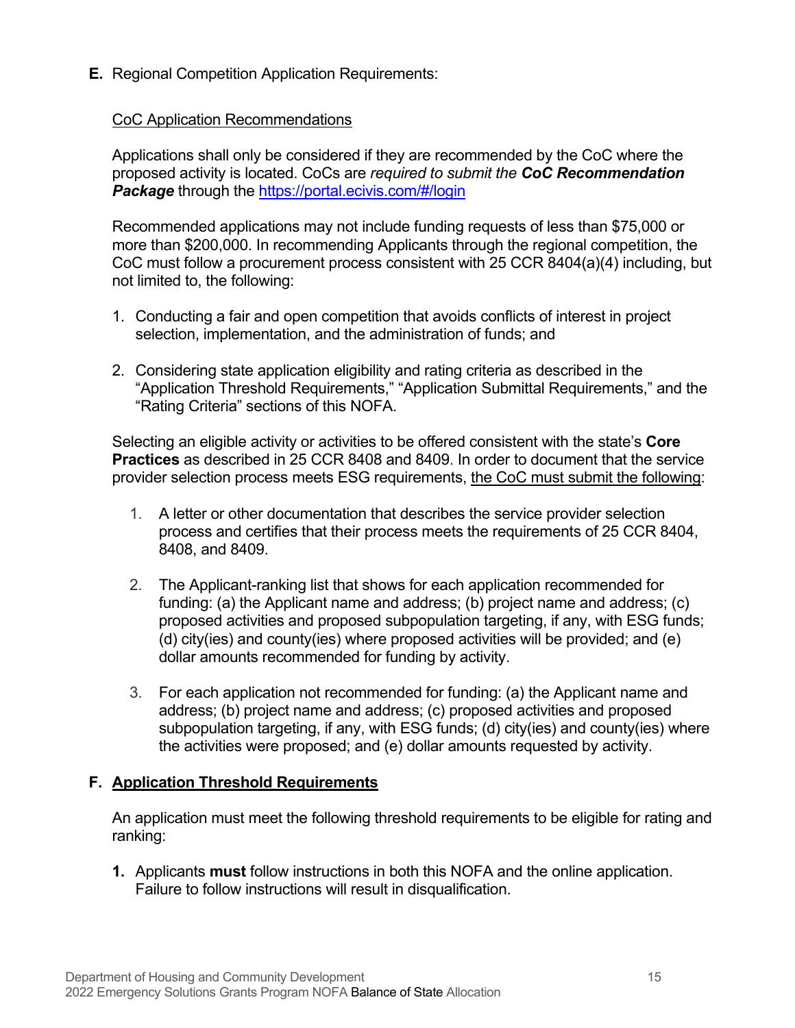**E.** Regional Competition Application Requirements:

<u>CoC Application Recommendations</u>

Applications shall only be considered if they are recommended by the CoC where the proposed activity is located. CoCs are *required to submit the* ***CoC Recommendation Package*** through the [https://portal.ecivis.com/#/login](https://portal.ecivis.com/#/login)

Recommended applications may not include funding requests of less than $75,000 or more than $200,000. In recommending Applicants through the regional competition, the CoC must follow a procurement process consistent with 25 CCR 8404(a)(4) including, but not limited to, the following:

1. Conducting a fair and open competition that avoids conflicts of interest in project selection, implementation, and the administration of funds; and

2. Considering state application eligibility and rating criteria as described in the "Application Threshold Requirements," "Application Submittal Requirements," and the "Rating Criteria" sections of this NOFA.

Selecting an eligible activity or activities to be offered consistent with the state's **Core Practices** as described in 25 CCR 8408 and 8409. In order to document that the service provider selection process meets ESG requirements, <u>the CoC must submit the following</u>:

1. A letter or other documentation that describes the service provider selection process and certifies that their process meets the requirements of 25 CCR 8404, 8408, and 8409.

2. The Applicant-ranking list that shows for each application recommended for funding: (a) the Applicant name and address; (b) project name and address; (c) proposed activities and proposed subpopulation targeting, if any, with ESG funds; (d) city(ies) and county(ies) where proposed activities will be provided; and (e) dollar amounts recommended for funding by activity.

3. For each application not recommended for funding: (a) the Applicant name and address; (b) project name and address; (c) proposed activities and proposed subpopulation targeting, if any, with ESG funds; (d) city(ies) and county(ies) where the activities were proposed; and (e) dollar amounts requested by activity.

## F. <u>Application Threshold Requirements</u>

An application must meet the following threshold requirements to be eligible for rating and ranking:

**1.** Applicants **must** follow instructions in both this NOFA and the online application. Failure to follow instructions will result in disqualification.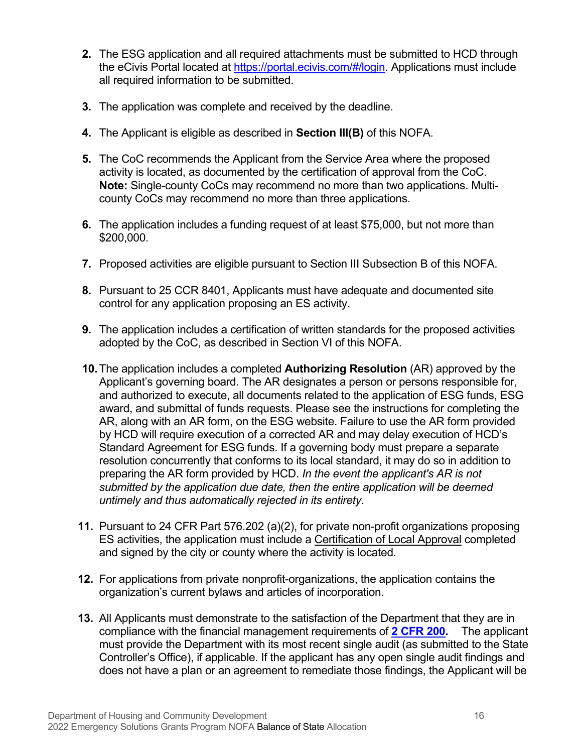2. The ESG application and all required attachments must be submitted to HCD through the eCivis Portal located at [https://portal.ecivis.com/#/login](https://portal.ecivis.com/#/login). Applications must include all required information to be submitted.

3. The application was complete and received by the deadline.

4. The Applicant is eligible as described in **Section III(B)** of this NOFA.

5. The CoC recommends the Applicant from the Service Area where the proposed activity is located, as documented by the certification of approval from the CoC. **Note:** Single-county CoCs may recommend no more than two applications. Multi-county CoCs may recommend no more than three applications.

6. The application includes a funding request of at least $75,000, but not more than $200,000.

7. Proposed activities are eligible pursuant to Section III Subsection B of this NOFA.

8. Pursuant to 25 CCR 8401, Applicants must have adequate and documented site control for any application proposing an ES activity.

9. The application includes a certification of written standards for the proposed activities adopted by the CoC, as described in Section VI of this NOFA.

10. The application includes a completed **Authorizing Resolution** (AR) approved by the Applicant's governing board. The AR designates a person or persons responsible for, and authorized to execute, all documents related to the application of ESG funds, ESG award, and submittal of funds requests. Please see the instructions for completing the AR, along with an AR form, on the ESG website. Failure to use the AR form provided by HCD will require execution of a corrected AR and may delay execution of HCD's Standard Agreement for ESG funds. If a governing body must prepare a separate resolution concurrently that conforms to its local standard, it may do so in addition to preparing the AR form provided by HCD. *In the event the applicant's AR is not submitted by the application due date, then the entire application will be deemed untimely and thus automatically rejected in its entirety*.

11. Pursuant to 24 CFR Part 576.202 (a)(2), for private non-profit organizations proposing ES activities, the application must include a Certification of Local Approval completed and signed by the city or county where the activity is located.

12. For applications from private nonprofit-organizations, the application contains the organization's current bylaws and articles of incorporation.

13. All Applicants must demonstrate to the satisfaction of the Department that they are in compliance with the financial management requirements of **[2 CFR 200](#).** The applicant must provide the Department with its most recent single audit (as submitted to the State Controller's Office), if applicable. If the applicant has any open single audit findings and does not have a plan or an agreement to remediate those findings, the Applicant will be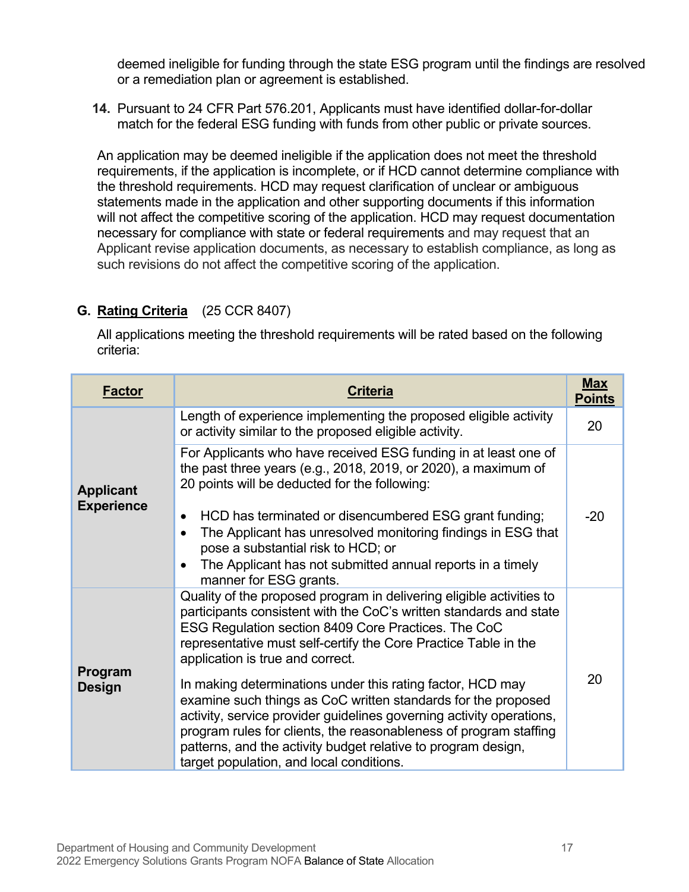deemed ineligible for funding through the state ESG program until the findings are resolved or a remediation plan or agreement is established.

14. Pursuant to 24 CFR Part 576.201, Applicants must have identified dollar-for-dollar match for the federal ESG funding with funds from other public or private sources.

An application may be deemed ineligible if the application does not meet the threshold requirements, if the application is incomplete, or if HCD cannot determine compliance with the threshold requirements. HCD may request clarification of unclear or ambiguous statements made in the application and other supporting documents if this information will not affect the competitive scoring of the application. HCD may request documentation necessary for compliance with state or federal requirements and may request that an Applicant revise application documents, as necessary to establish compliance, as long as such revisions do not affect the competitive scoring of the application.

## G. Rating Criteria (25 CCR 8407)

All applications meeting the threshold requirements will be rated based on the following criteria:

| Factor | Criteria | Max Points |
|---|---|---|
| **Applicant Experience** | Length of experience implementing the proposed eligible activity or activity similar to the proposed eligible activity. | 20 |
| | For Applicants who have received ESG funding in at least one of the past three years (e.g., 2018, 2019, or 2020), a maximum of 20 points will be deducted for the following:<br>• HCD has terminated or disencumbered ESG grant funding;<br>• The Applicant has unresolved monitoring findings in ESG that pose a substantial risk to HCD; or<br>• The Applicant has not submitted annual reports in a timely manner for ESG grants. | -20 |
| **Program Design** | Quality of the proposed program in delivering eligible activities to participants consistent with the CoC's written standards and state ESG Regulation section 8409 Core Practices. The CoC representative must self-certify the Core Practice Table in the application is true and correct.<br><br>In making determinations under this rating factor, HCD may examine such things as CoC written standards for the proposed activity, service provider guidelines governing activity operations, program rules for clients, the reasonableness of program staffing patterns, and the activity budget relative to program design, target population, and local conditions. | 20 |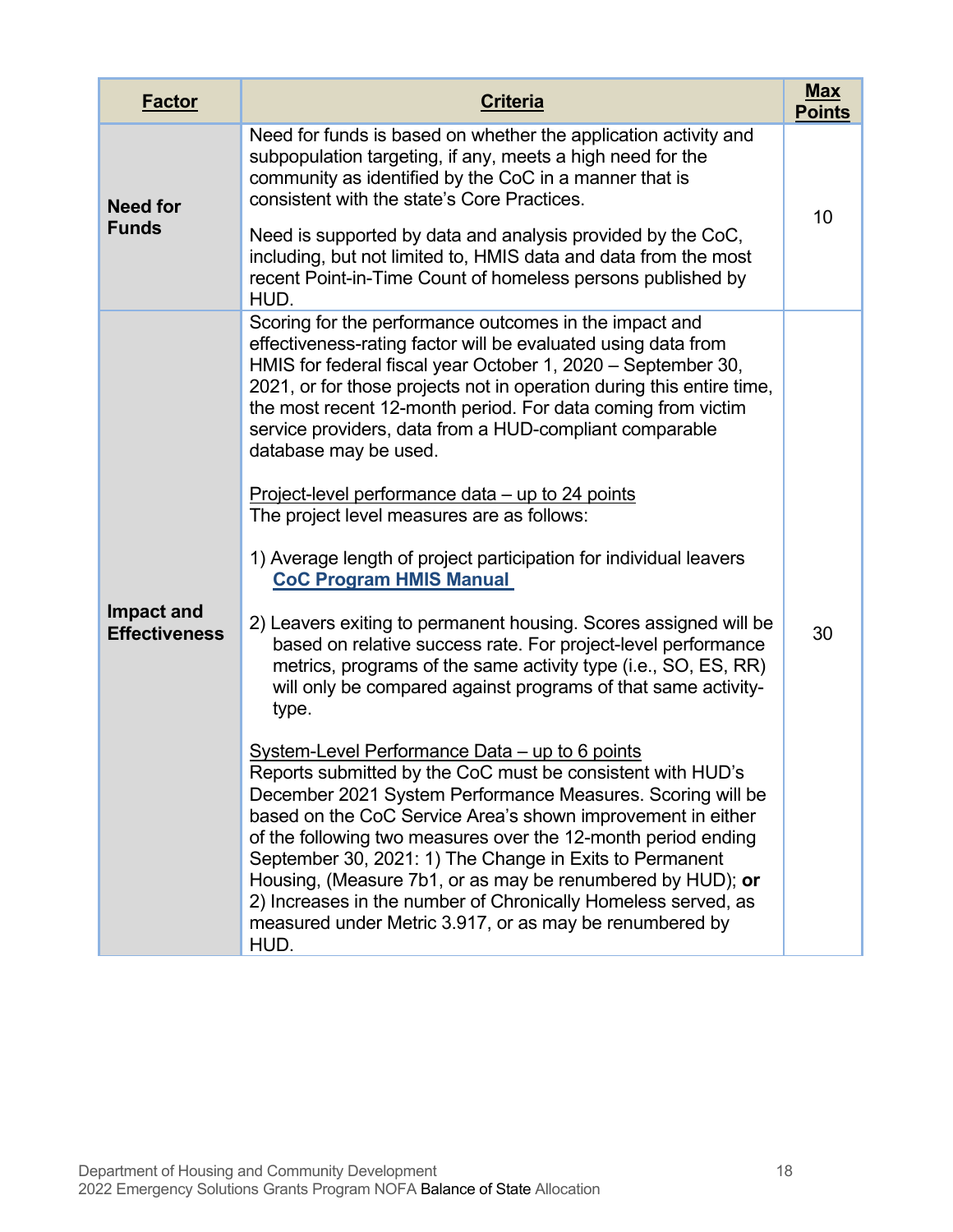| Factor | Criteria | Max Points |
|---|---|---|
| **Need for Funds** | Need for funds is based on whether the application activity and subpopulation targeting, if any, meets a high need for the community as identified by the CoC in a manner that is consistent with the state's Core Practices.<br><br>Need is supported by data and analysis provided by the CoC, including, but not limited to, HMIS data and data from the most recent Point-in-Time Count of homeless persons published by HUD. | 10 |
| **Impact and Effectiveness** | Scoring for the performance outcomes in the impact and effectiveness-rating factor will be evaluated using data from HMIS for federal fiscal year October 1, 2020 – September 30, 2021, or for those projects not in operation during this entire time, the most recent 12-month period. For data coming from victim service providers, data from a HUD-compliant comparable database may be used.<br><br>Project-level performance data – up to 24 points<br>The project level measures are as follows:<br><br>1) Average length of project participation for individual leavers **CoC Program HMIS Manual**<br><br>2) Leavers exiting to permanent housing. Scores assigned will be based on relative success rate. For project-level performance metrics, programs of the same activity type (i.e., SO, ES, RR) will only be compared against programs of that same activity-type.<br><br>System-Level Performance Data – up to 6 points<br>Reports submitted by the CoC must be consistent with HUD's December 2021 System Performance Measures. Scoring will be based on the CoC Service Area's shown improvement in either of the following two measures over the 12-month period ending September 30, 2021: 1) The Change in Exits to Permanent Housing, (Measure 7b1, or as may be renumbered by HUD); **or** 2) Increases in the number of Chronically Homeless served, as measured under Metric 3.917, or as may be renumbered by HUD. | 30 |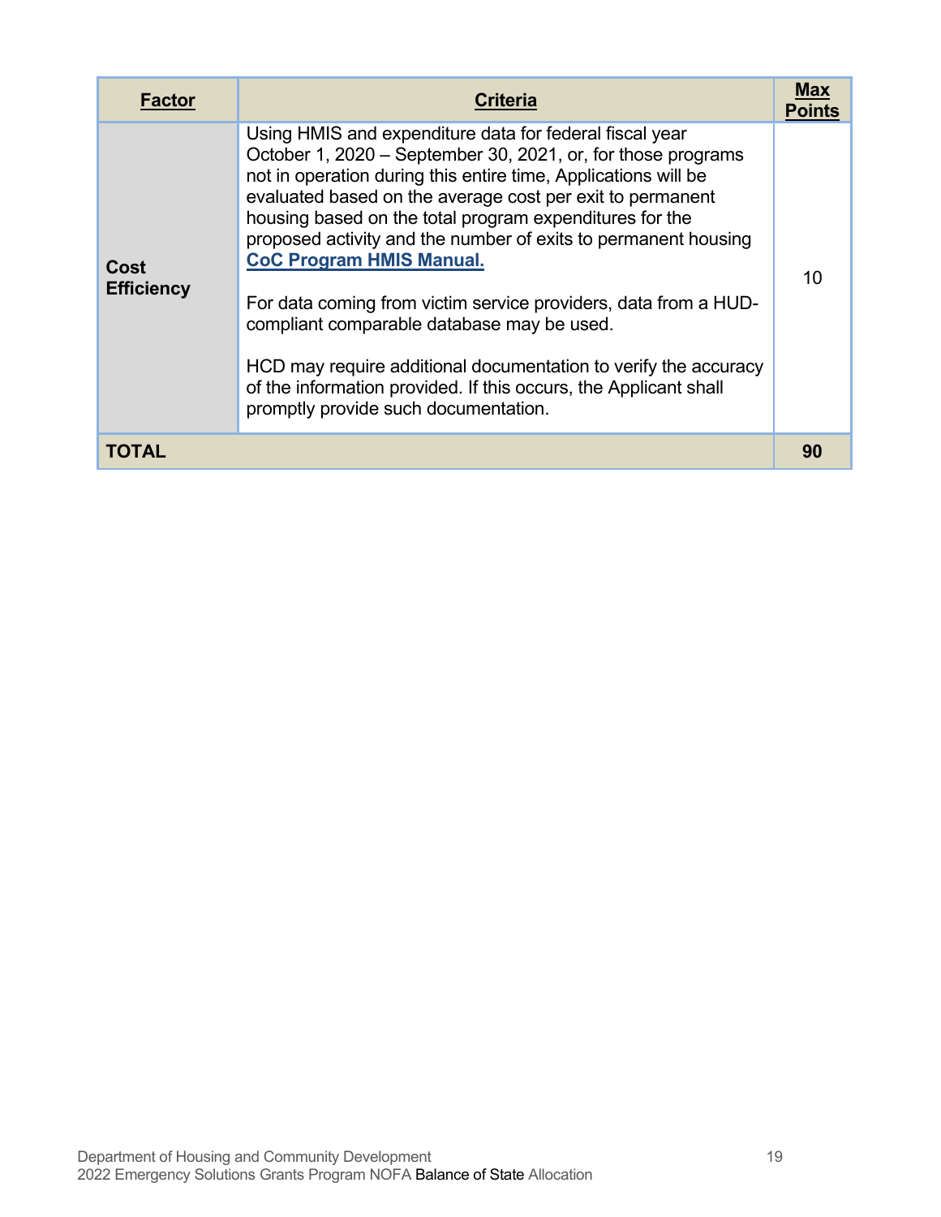| Factor | Criteria | Max Points |
| --- | --- | --- |
| **Cost Efficiency** | Using HMIS and expenditure data for federal fiscal year October 1, 2020 – September 30, 2021, or, for those programs not in operation during this entire time, Applications will be evaluated based on the average cost per exit to permanent housing based on the total program expenditures for the proposed activity and the number of exits to permanent housing **CoC Program HMIS Manual.**<br><br>For data coming from victim service providers, data from a HUD-compliant comparable database may be used.<br><br>HCD may require additional documentation to verify the accuracy of the information provided. If this occurs, the Applicant shall promptly provide such documentation. | 10 |
| **TOTAL** | | **90** |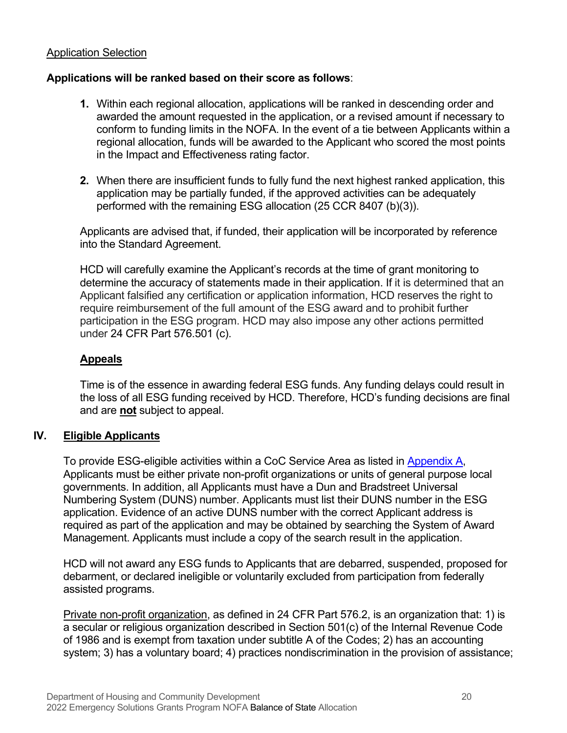Application Selection

**Applications will be ranked based on their score as follows**:

1. Within each regional allocation, applications will be ranked in descending order and awarded the amount requested in the application, or a revised amount if necessary to conform to funding limits in the NOFA. In the event of a tie between Applicants within a regional allocation, funds will be awarded to the Applicant who scored the most points in the Impact and Effectiveness rating factor.

2. When there are insufficient funds to fully fund the next highest ranked application, this application may be partially funded, if the approved activities can be adequately performed with the remaining ESG allocation (25 CCR 8407 (b)(3)).

Applicants are advised that, if funded, their application will be incorporated by reference into the Standard Agreement.

HCD will carefully examine the Applicant's records at the time of grant monitoring to determine the accuracy of statements made in their application. If it is determined that an Applicant falsified any certification or application information, HCD reserves the right to require reimbursement of the full amount of the ESG award and to prohibit further participation in the ESG program. HCD may also impose any other actions permitted under 24 CFR Part 576.501 (c).

**Appeals**

Time is of the essence in awarding federal ESG funds. Any funding delays could result in the loss of all ESG funding received by HCD. Therefore, HCD's funding decisions are final and are **not** subject to appeal.

## IV. Eligible Applicants

To provide ESG-eligible activities within a CoC Service Area as listed in Appendix A, Applicants must be either private non-profit organizations or units of general purpose local governments. In addition, all Applicants must have a Dun and Bradstreet Universal Numbering System (DUNS) number. Applicants must list their DUNS number in the ESG application. Evidence of an active DUNS number with the correct Applicant address is required as part of the application and may be obtained by searching the System of Award Management. Applicants must include a copy of the search result in the application.

HCD will not award any ESG funds to Applicants that are debarred, suspended, proposed for debarment, or declared ineligible or voluntarily excluded from participation from federally assisted programs.

Private non-profit organization, as defined in 24 CFR Part 576.2, is an organization that: 1) is a secular or religious organization described in Section 501(c) of the Internal Revenue Code of 1986 and is exempt from taxation under subtitle A of the Codes; 2) has an accounting system; 3) has a voluntary board; 4) practices nondiscrimination in the provision of assistance;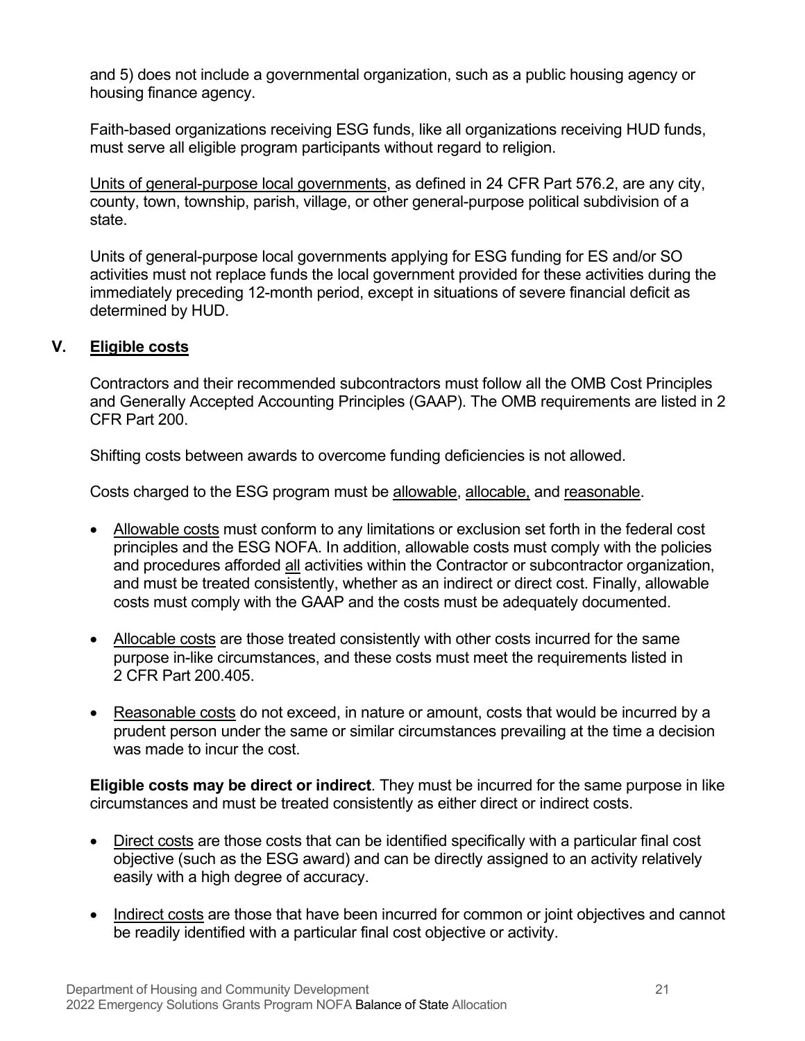and 5) does not include a governmental organization, such as a public housing agency or housing finance agency.

Faith-based organizations receiving ESG funds, like all organizations receiving HUD funds, must serve all eligible program participants without regard to religion.

Units of general-purpose local governments, as defined in 24 CFR Part 576.2, are any city, county, town, township, parish, village, or other general-purpose political subdivision of a state.

Units of general-purpose local governments applying for ESG funding for ES and/or SO activities must not replace funds the local government provided for these activities during the immediately preceding 12-month period, except in situations of severe financial deficit as determined by HUD.

## V. Eligible costs

Contractors and their recommended subcontractors must follow all the OMB Cost Principles and Generally Accepted Accounting Principles (GAAP). The OMB requirements are listed in 2 CFR Part 200.

Shifting costs between awards to overcome funding deficiencies is not allowed.

Costs charged to the ESG program must be allowable, allocable, and reasonable.

- Allowable costs must conform to any limitations or exclusion set forth in the federal cost principles and the ESG NOFA. In addition, allowable costs must comply with the policies and procedures afforded all activities within the Contractor or subcontractor organization, and must be treated consistently, whether as an indirect or direct cost. Finally, allowable costs must comply with the GAAP and the costs must be adequately documented.
- Allocable costs are those treated consistently with other costs incurred for the same purpose in-like circumstances, and these costs must meet the requirements listed in 2 CFR Part 200.405.
- Reasonable costs do not exceed, in nature or amount, costs that would be incurred by a prudent person under the same or similar circumstances prevailing at the time a decision was made to incur the cost.

**Eligible costs may be direct or indirect**. They must be incurred for the same purpose in like circumstances and must be treated consistently as either direct or indirect costs.

- Direct costs are those costs that can be identified specifically with a particular final cost objective (such as the ESG award) and can be directly assigned to an activity relatively easily with a high degree of accuracy.
- Indirect costs are those that have been incurred for common or joint objectives and cannot be readily identified with a particular final cost objective or activity.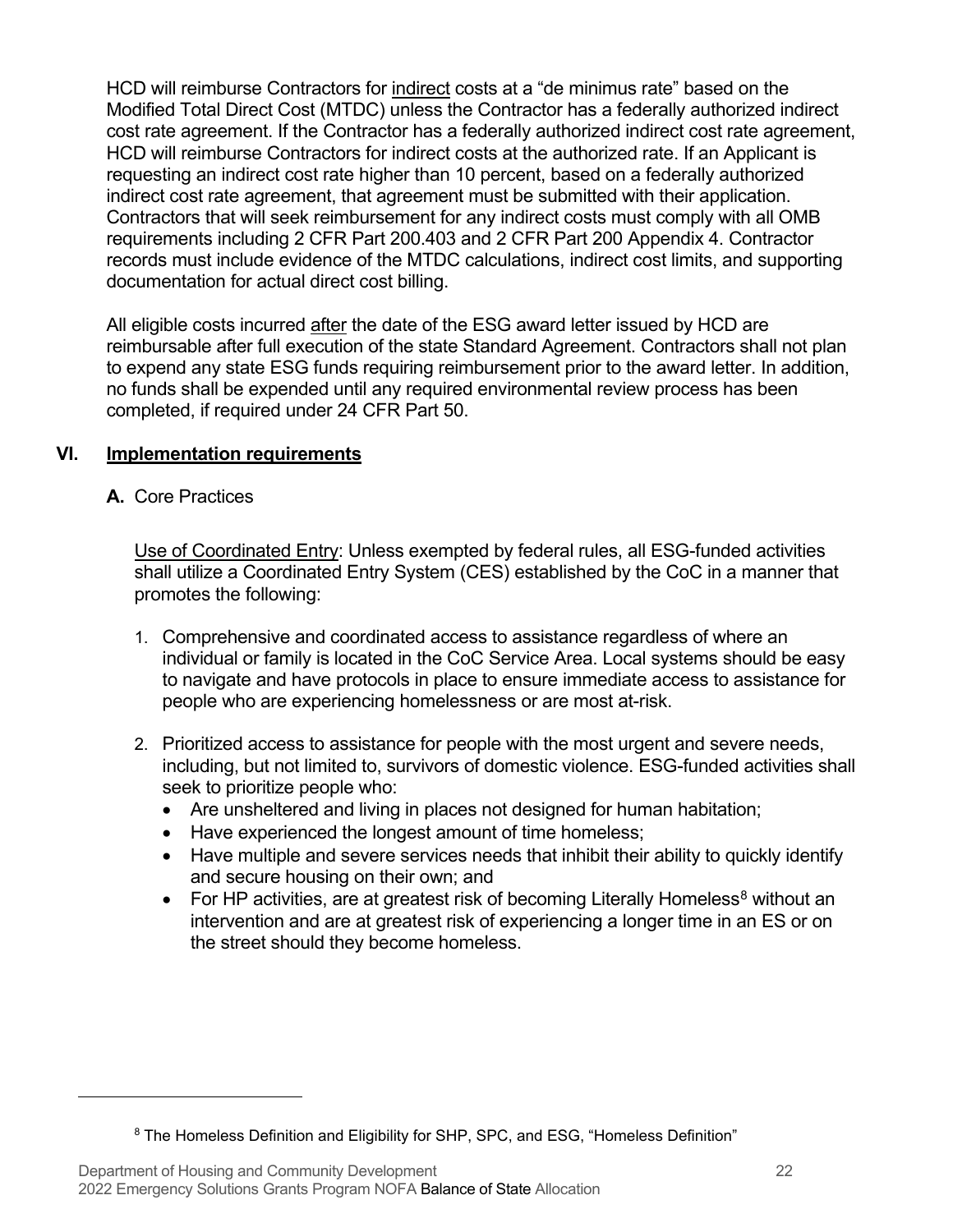HCD will reimburse Contractors for indirect costs at a "de minimus rate" based on the Modified Total Direct Cost (MTDC) unless the Contractor has a federally authorized indirect cost rate agreement. If the Contractor has a federally authorized indirect cost rate agreement, HCD will reimburse Contractors for indirect costs at the authorized rate. If an Applicant is requesting an indirect cost rate higher than 10 percent, based on a federally authorized indirect cost rate agreement, that agreement must be submitted with their application. Contractors that will seek reimbursement for any indirect costs must comply with all OMB requirements including 2 CFR Part 200.403 and 2 CFR Part 200 Appendix 4. Contractor records must include evidence of the MTDC calculations, indirect cost limits, and supporting documentation for actual direct cost billing.

All eligible costs incurred after the date of the ESG award letter issued by HCD are reimbursable after full execution of the state Standard Agreement. Contractors shall not plan to expend any state ESG funds requiring reimbursement prior to the award letter. In addition, no funds shall be expended until any required environmental review process has been completed, if required under 24 CFR Part 50.

## VI. Implementation requirements

**A.** Core Practices

Use of Coordinated Entry: Unless exempted by federal rules, all ESG-funded activities shall utilize a Coordinated Entry System (CES) established by the CoC in a manner that promotes the following:

1. Comprehensive and coordinated access to assistance regardless of where an individual or family is located in the CoC Service Area. Local systems should be easy to navigate and have protocols in place to ensure immediate access to assistance for people who are experiencing homelessness or are most at-risk.

2. Prioritized access to assistance for people with the most urgent and severe needs, including, but not limited to, survivors of domestic violence. ESG-funded activities shall seek to prioritize people who:
   - Are unsheltered and living in places not designed for human habitation;
   - Have experienced the longest amount of time homeless;
   - Have multiple and severe services needs that inhibit their ability to quickly identify and secure housing on their own; and
   - For HP activities, are at greatest risk of becoming Literally Homeless[8] without an intervention and are at greatest risk of experiencing a longer time in an ES or on the street should they become homeless.

[8] The Homeless Definition and Eligibility for SHP, SPC, and ESG, "Homeless Definition"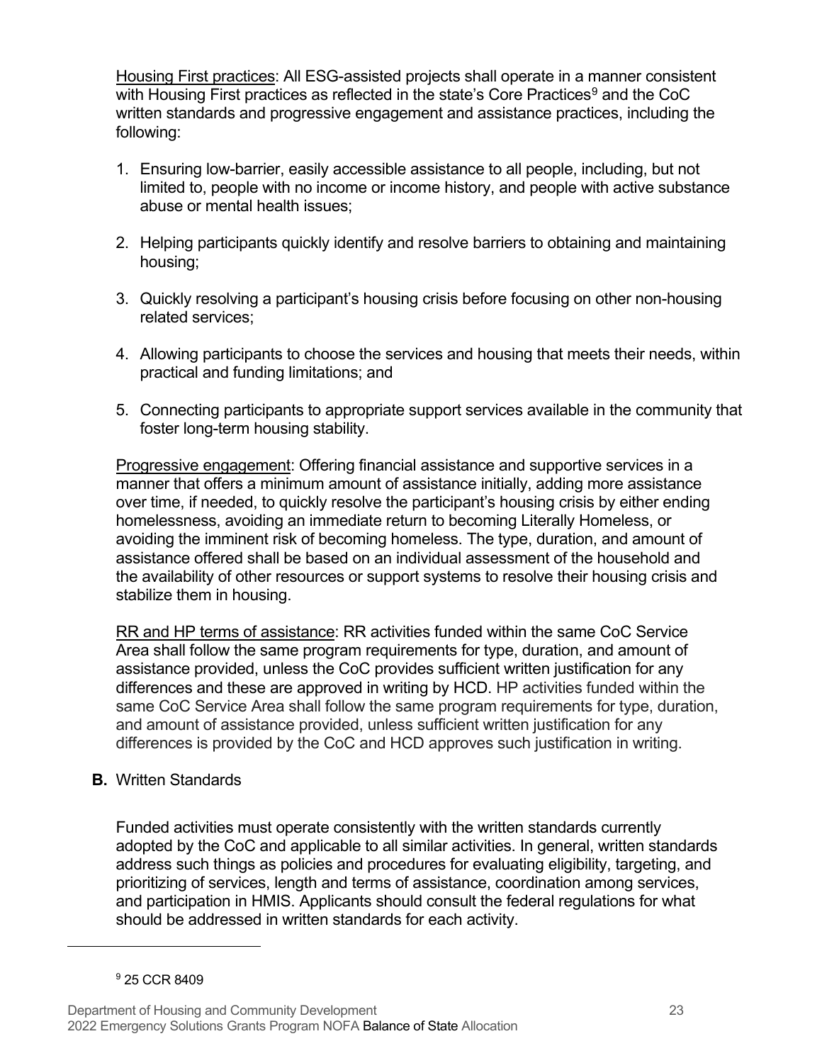Housing First practices: All ESG-assisted projects shall operate in a manner consistent with Housing First practices as reflected in the state's Core Practices[9] and the CoC written standards and progressive engagement and assistance practices, including the following:

1. Ensuring low-barrier, easily accessible assistance to all people, including, but not limited to, people with no income or income history, and people with active substance abuse or mental health issues;

2. Helping participants quickly identify and resolve barriers to obtaining and maintaining housing;

3. Quickly resolving a participant's housing crisis before focusing on other non-housing related services;

4. Allowing participants to choose the services and housing that meets their needs, within practical and funding limitations; and

5. Connecting participants to appropriate support services available in the community that foster long-term housing stability.

Progressive engagement: Offering financial assistance and supportive services in a manner that offers a minimum amount of assistance initially, adding more assistance over time, if needed, to quickly resolve the participant's housing crisis by either ending homelessness, avoiding an immediate return to becoming Literally Homeless, or avoiding the imminent risk of becoming homeless. The type, duration, and amount of assistance offered shall be based on an individual assessment of the household and the availability of other resources or support systems to resolve their housing crisis and stabilize them in housing.

RR and HP terms of assistance: RR activities funded within the same CoC Service Area shall follow the same program requirements for type, duration, and amount of assistance provided, unless the CoC provides sufficient written justification for any differences and these are approved in writing by HCD. HP activities funded within the same CoC Service Area shall follow the same program requirements for type, duration, and amount of assistance provided, unless sufficient written justification for any differences is provided by the CoC and HCD approves such justification in writing.

**B.** Written Standards

Funded activities must operate consistently with the written standards currently adopted by the CoC and applicable to all similar activities. In general, written standards address such things as policies and procedures for evaluating eligibility, targeting, and prioritizing of services, length and terms of assistance, coordination among services, and participation in HMIS. Applicants should consult the federal regulations for what should be addressed in written standards for each activity.

---

[9] 25 CCR 8409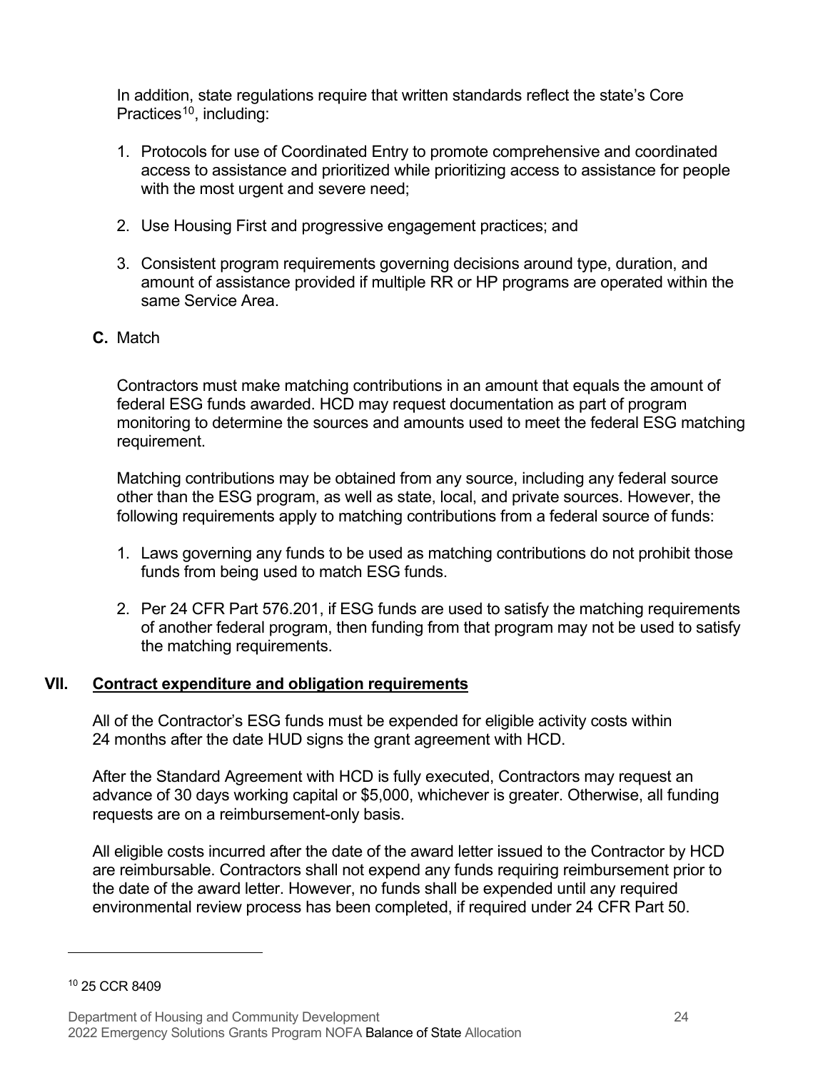In addition, state regulations require that written standards reflect the state's Core Practices[10], including:

1. Protocols for use of Coordinated Entry to promote comprehensive and coordinated access to assistance and prioritized while prioritizing access to assistance for people with the most urgent and severe need;

2. Use Housing First and progressive engagement practices; and

3. Consistent program requirements governing decisions around type, duration, and amount of assistance provided if multiple RR or HP programs are operated within the same Service Area.

**C.** Match

Contractors must make matching contributions in an amount that equals the amount of federal ESG funds awarded. HCD may request documentation as part of program monitoring to determine the sources and amounts used to meet the federal ESG matching requirement.

Matching contributions may be obtained from any source, including any federal source other than the ESG program, as well as state, local, and private sources. However, the following requirements apply to matching contributions from a federal source of funds:

1. Laws governing any funds to be used as matching contributions do not prohibit those funds from being used to match ESG funds.

2. Per 24 CFR Part 576.201, if ESG funds are used to satisfy the matching requirements of another federal program, then funding from that program may not be used to satisfy the matching requirements.

## VII. Contract expenditure and obligation requirements

All of the Contractor's ESG funds must be expended for eligible activity costs within 24 months after the date HUD signs the grant agreement with HCD.

After the Standard Agreement with HCD is fully executed, Contractors may request an advance of 30 days working capital or $5,000, whichever is greater. Otherwise, all funding requests are on a reimbursement-only basis.

All eligible costs incurred after the date of the award letter issued to the Contractor by HCD are reimbursable. Contractors shall not expend any funds requiring reimbursement prior to the date of the award letter. However, no funds shall be expended until any required environmental review process has been completed, if required under 24 CFR Part 50.

[10] 25 CCR 8409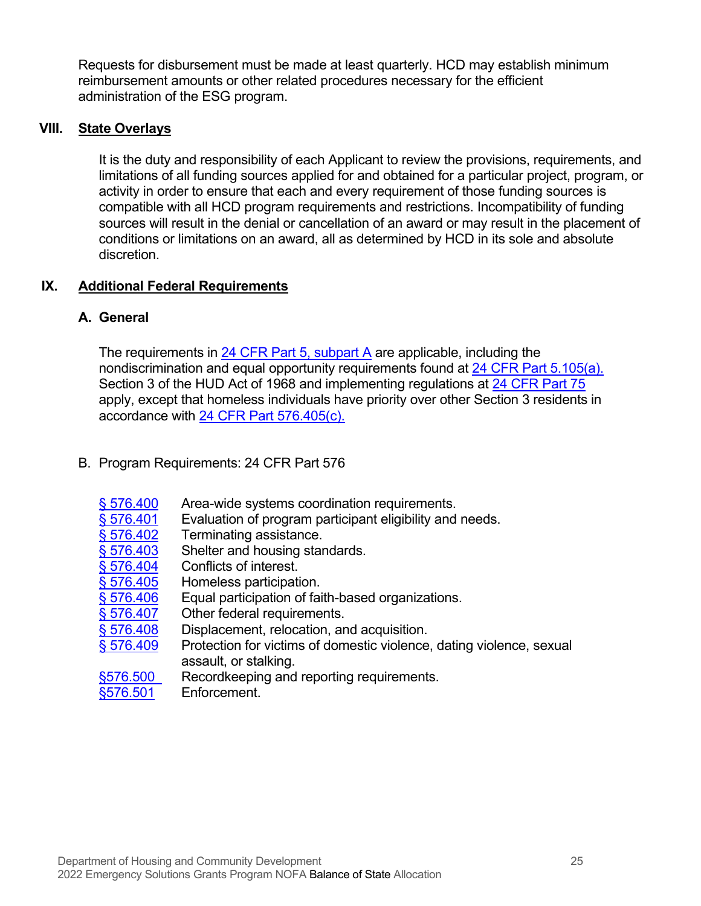Requests for disbursement must be made at least quarterly. HCD may establish minimum reimbursement amounts or other related procedures necessary for the efficient administration of the ESG program.

## VIII. State Overlays

It is the duty and responsibility of each Applicant to review the provisions, requirements, and limitations of all funding sources applied for and obtained for a particular project, program, or activity in order to ensure that each and every requirement of those funding sources is compatible with all HCD program requirements and restrictions. Incompatibility of funding sources will result in the denial or cancellation of an award or may result in the placement of conditions or limitations on an award, all as determined by HCD in its sole and absolute discretion.

## IX. Additional Federal Requirements

### A. General

The requirements in 24 CFR Part 5, subpart A are applicable, including the nondiscrimination and equal opportunity requirements found at 24 CFR Part 5.105(a). Section 3 of the HUD Act of 1968 and implementing regulations at 24 CFR Part 75 apply, except that homeless individuals have priority over other Section 3 residents in accordance with 24 CFR Part 576.405(c).

B. Program Requirements: 24 CFR Part 576

| | |
|---|---|
| § 576.400 | Area-wide systems coordination requirements. |
| § 576.401 | Evaluation of program participant eligibility and needs. |
| § 576.402 | Terminating assistance. |
| § 576.403 | Shelter and housing standards. |
| § 576.404 | Conflicts of interest. |
| § 576.405 | Homeless participation. |
| § 576.406 | Equal participation of faith-based organizations. |
| § 576.407 | Other federal requirements. |
| § 576.408 | Displacement, relocation, and acquisition. |
| § 576.409 | Protection for victims of domestic violence, dating violence, sexual assault, or stalking. |
| §576.500 | Recordkeeping and reporting requirements. |
| §576.501 | Enforcement. |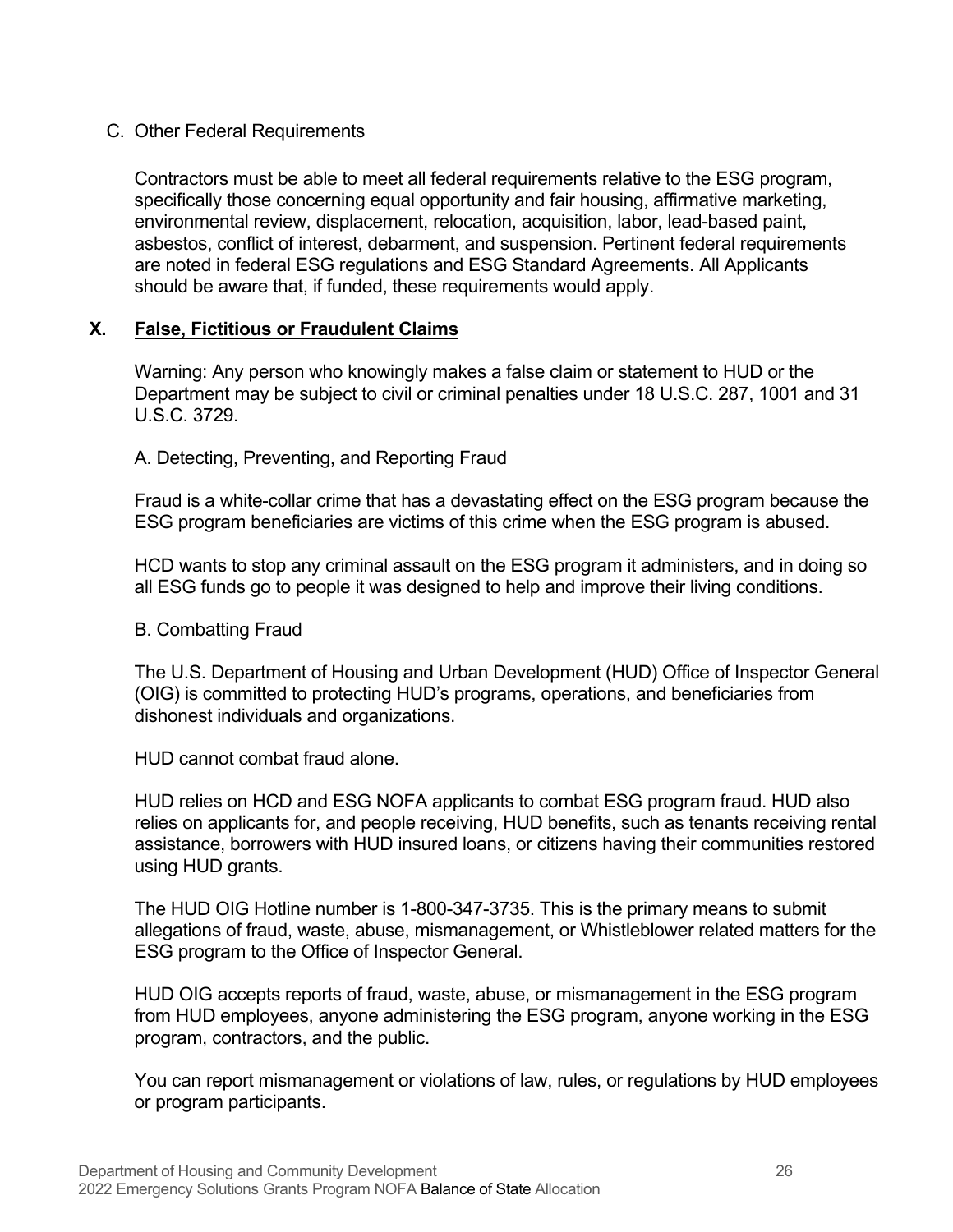C. Other Federal Requirements

Contractors must be able to meet all federal requirements relative to the ESG program, specifically those concerning equal opportunity and fair housing, affirmative marketing, environmental review, displacement, relocation, acquisition, labor, lead-based paint, asbestos, conflict of interest, debarment, and suspension. Pertinent federal requirements are noted in federal ESG regulations and ESG Standard Agreements. All Applicants should be aware that, if funded, these requirements would apply.

## X. False, Fictitious or Fraudulent Claims

Warning: Any person who knowingly makes a false claim or statement to HUD or the Department may be subject to civil or criminal penalties under 18 U.S.C. 287, 1001 and 31 U.S.C. 3729.

A. Detecting, Preventing, and Reporting Fraud

Fraud is a white-collar crime that has a devastating effect on the ESG program because the ESG program beneficiaries are victims of this crime when the ESG program is abused.

HCD wants to stop any criminal assault on the ESG program it administers, and in doing so all ESG funds go to people it was designed to help and improve their living conditions.

B. Combatting Fraud

The U.S. Department of Housing and Urban Development (HUD) Office of Inspector General (OIG) is committed to protecting HUD's programs, operations, and beneficiaries from dishonest individuals and organizations.

HUD cannot combat fraud alone.

HUD relies on HCD and ESG NOFA applicants to combat ESG program fraud. HUD also relies on applicants for, and people receiving, HUD benefits, such as tenants receiving rental assistance, borrowers with HUD insured loans, or citizens having their communities restored using HUD grants.

The HUD OIG Hotline number is 1-800-347-3735. This is the primary means to submit allegations of fraud, waste, abuse, mismanagement, or Whistleblower related matters for the ESG program to the Office of Inspector General.

HUD OIG accepts reports of fraud, waste, abuse, or mismanagement in the ESG program from HUD employees, anyone administering the ESG program, anyone working in the ESG program, contractors, and the public.

You can report mismanagement or violations of law, rules, or regulations by HUD employees or program participants.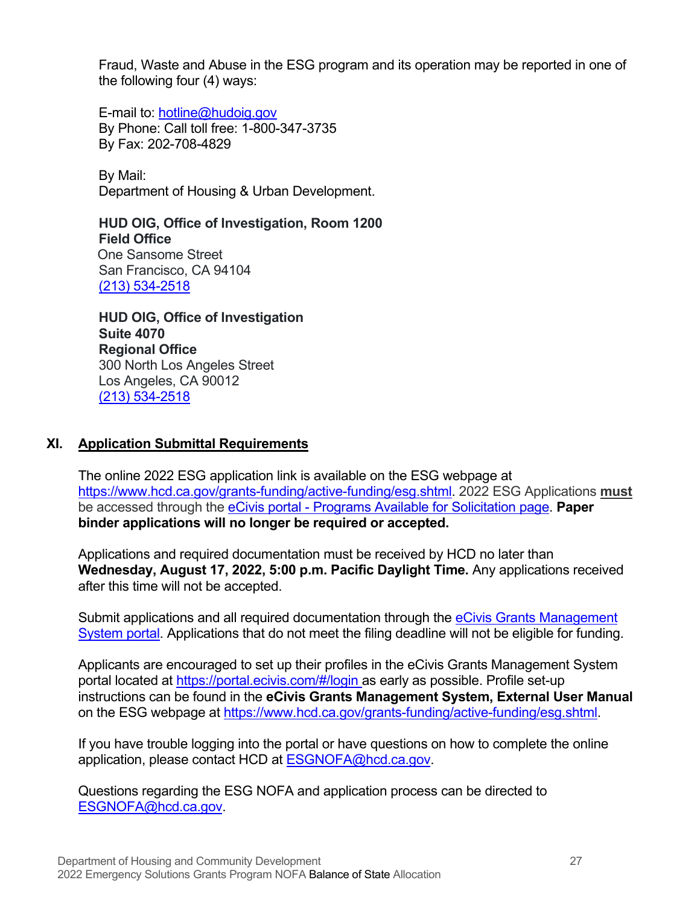Fraud, Waste and Abuse in the ESG program and its operation may be reported in one of the following four (4) ways:

E-mail to: [hotline@hudoig.gov](mailto:hotline@hudoig.gov)
By Phone: Call toll free: 1-800-347-3735
By Fax: 202-708-4829

By Mail:
Department of Housing & Urban Development.

**HUD OIG, Office of Investigation, Room 1200**
**Field Office**
One Sansome Street
San Francisco, CA 94104
(213) 534-2518

**HUD OIG, Office of Investigation**
**Suite 4070**
**Regional Office**
300 North Los Angeles Street
Los Angeles, CA 90012
(213) 534-2518

## XI. Application Submittal Requirements

The online 2022 ESG application link is available on the ESG webpage at https://www.hcd.ca.gov/grants-funding/active-funding/esg.shtml. 2022 ESG Applications **must** be accessed through the eCivis portal - Programs Available for Solicitation page. **Paper binder applications will no longer be required or accepted.**

Applications and required documentation must be received by HCD no later than **Wednesday, August 17, 2022, 5:00 p.m. Pacific Daylight Time.** Any applications received after this time will not be accepted.

Submit applications and all required documentation through the eCivis Grants Management System portal. Applications that do not meet the filing deadline will not be eligible for funding.

Applicants are encouraged to set up their profiles in the eCivis Grants Management System portal located at https://portal.ecivis.com/#/login as early as possible. Profile set-up instructions can be found in the **eCivis Grants Management System, External User Manual** on the ESG webpage at https://www.hcd.ca.gov/grants-funding/active-funding/esg.shtml.

If you have trouble logging into the portal or have questions on how to complete the online application, please contact HCD at ESGNOFA@hcd.ca.gov.

Questions regarding the ESG NOFA and application process can be directed to ESGNOFA@hcd.ca.gov.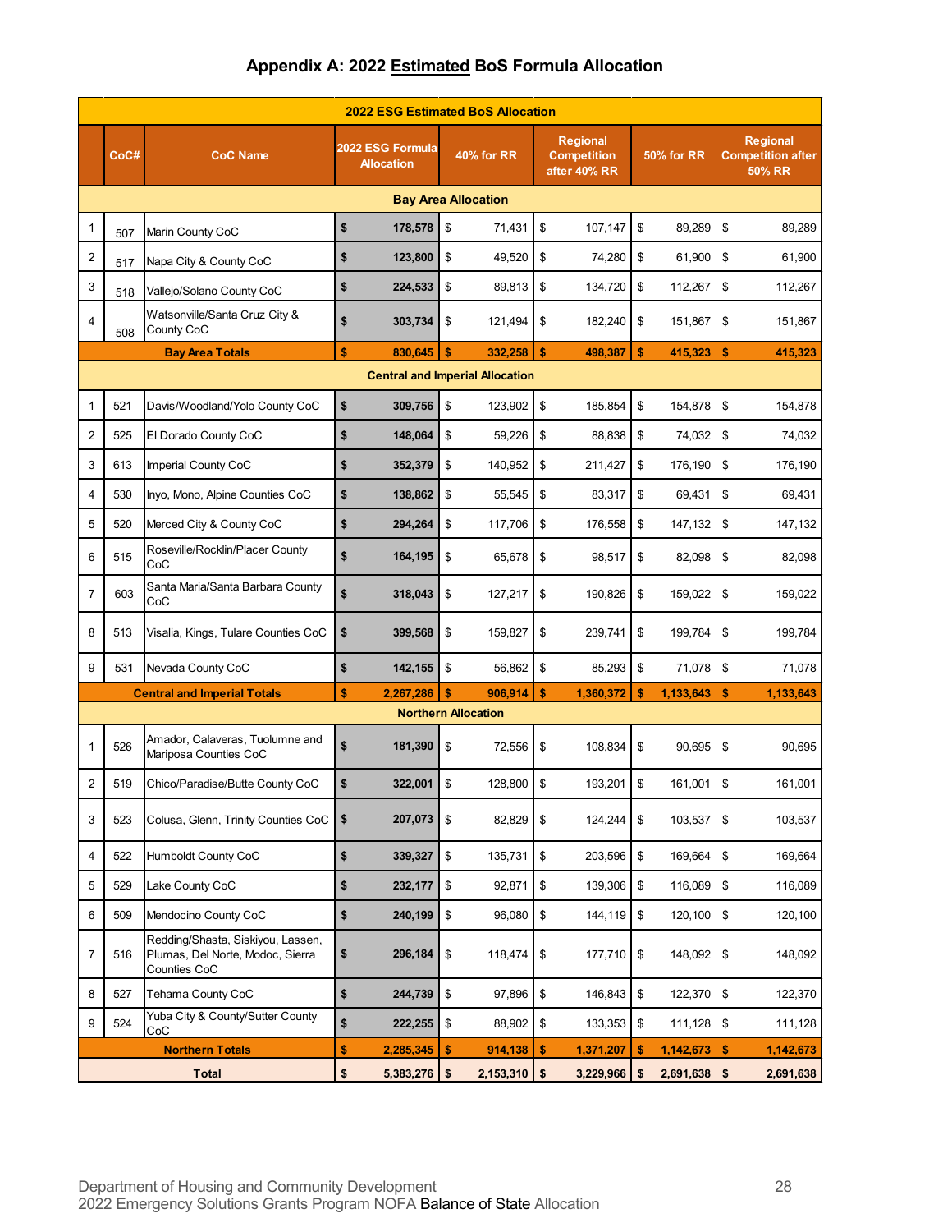# Appendix A: 2022 Estimated BoS Formula Allocation

| 2022 ESG Estimated BoS Allocation | | | | | | | |
|---|---|---|---|---|---|---|---|
| | CoC# | CoC Name | 2022 ESG Formula Allocation | 40% for RR | Regional Competition after 40% RR | 50% for RR | Regional Competition after 50% RR |
| **Bay Area Allocation** | | | | | | | |
| 1 | 507 | Marin County CoC | **$ 178,578** | $ 71,431 | $ 107,147 | $ 89,289 | $ 89,289 |
| 2 | 517 | Napa City & County CoC | **$ 123,800** | $ 49,520 | $ 74,280 | $ 61,900 | $ 61,900 |
| 3 | 518 | Vallejo/Solano County CoC | **$ 224,533** | $ 89,813 | $ 134,720 | $ 112,267 | $ 112,267 |
| 4 | 508 | Watsonville/Santa Cruz City & County CoC | **$ 303,734** | $ 121,494 | $ 182,240 | $ 151,867 | $ 151,867 |
| **Bay Area Totals** | | | **$ 830,645** | **$ 332,258** | **$ 498,387** | **$ 415,323** | **$ 415,323** |
| **Central and Imperial Allocation** | | | | | | | |
| 1 | 521 | Davis/Woodland/Yolo County CoC | **$ 309,756** | $ 123,902 | $ 185,854 | $ 154,878 | $ 154,878 |
| 2 | 525 | El Dorado County CoC | **$ 148,064** | $ 59,226 | $ 88,838 | $ 74,032 | $ 74,032 |
| 3 | 613 | Imperial County CoC | **$ 352,379** | $ 140,952 | $ 211,427 | $ 176,190 | $ 176,190 |
| 4 | 530 | Inyo, Mono, Alpine Counties CoC | **$ 138,862** | $ 55,545 | $ 83,317 | $ 69,431 | $ 69,431 |
| 5 | 520 | Merced City & County CoC | **$ 294,264** | $ 117,706 | $ 176,558 | $ 147,132 | $ 147,132 |
| 6 | 515 | Roseville/Rocklin/Placer County CoC | **$ 164,195** | $ 65,678 | $ 98,517 | $ 82,098 | $ 82,098 |
| 7 | 603 | Santa Maria/Santa Barbara County CoC | **$ 318,043** | $ 127,217 | $ 190,826 | $ 159,022 | $ 159,022 |
| 8 | 513 | Visalia, Kings, Tulare Counties CoC | **$ 399,568** | $ 159,827 | $ 239,741 | $ 199,784 | $ 199,784 |
| 9 | 531 | Nevada County CoC | **$ 142,155** | $ 56,862 | $ 85,293 | $ 71,078 | $ 71,078 |
| **Central and Imperial Totals** | | | **$ 2,267,286** | **$ 906,914** | **$ 1,360,372** | **$ 1,133,643** | **$ 1,133,643** |
| **Northern Allocation** | | | | | | | |
| 1 | 526 | Amador, Calaveras, Tuolumne and Mariposa Counties CoC | **$ 181,390** | $ 72,556 | $ 108,834 | $ 90,695 | $ 90,695 |
| 2 | 519 | Chico/Paradise/Butte County CoC | **$ 322,001** | $ 128,800 | $ 193,201 | $ 161,001 | $ 161,001 |
| 3 | 523 | Colusa, Glenn, Trinity Counties CoC | **$ 207,073** | $ 82,829 | $ 124,244 | $ 103,537 | $ 103,537 |
| 4 | 522 | Humboldt County CoC | **$ 339,327** | $ 135,731 | $ 203,596 | $ 169,664 | $ 169,664 |
| 5 | 529 | Lake County CoC | **$ 232,177** | $ 92,871 | $ 139,306 | $ 116,089 | $ 116,089 |
| 6 | 509 | Mendocino County CoC | **$ 240,199** | $ 96,080 | $ 144,119 | $ 120,100 | $ 120,100 |
| 7 | 516 | Redding/Shasta, Siskiyou, Lassen, Plumas, Del Norte, Modoc, Sierra Counties CoC | **$ 296,184** | $ 118,474 | $ 177,710 | $ 148,092 | $ 148,092 |
| 8 | 527 | Tehama County CoC | **$ 244,739** | $ 97,896 | $ 146,843 | $ 122,370 | $ 122,370 |
| 9 | 524 | Yuba City & County/Sutter County CoC | **$ 222,255** | $ 88,902 | $ 133,353 | $ 111,128 | $ 111,128 |
| **Northern Totals** | | | **$ 2,285,345** | **$ 914,138** | **$ 1,371,207** | **$ 1,142,673** | **$ 1,142,673** |
| **Total** | | | **$ 5,383,276** | **$ 2,153,310** | **$ 3,229,966** | **$ 2,691,638** | **$ 2,691,638** |